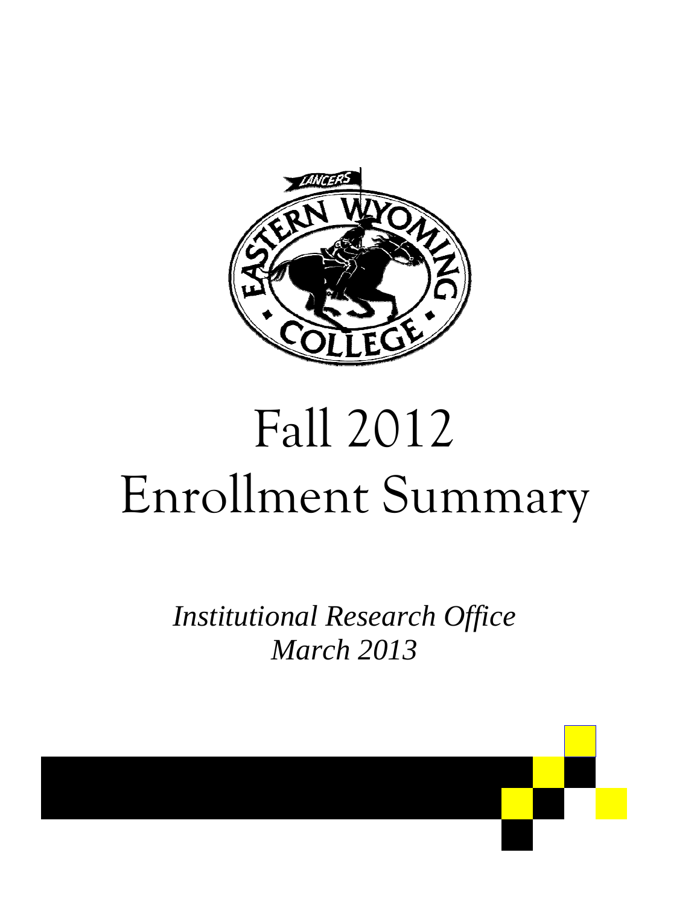# Fall 2012
# Enrollment Summary

*Institutional Research Office*
*March 2013*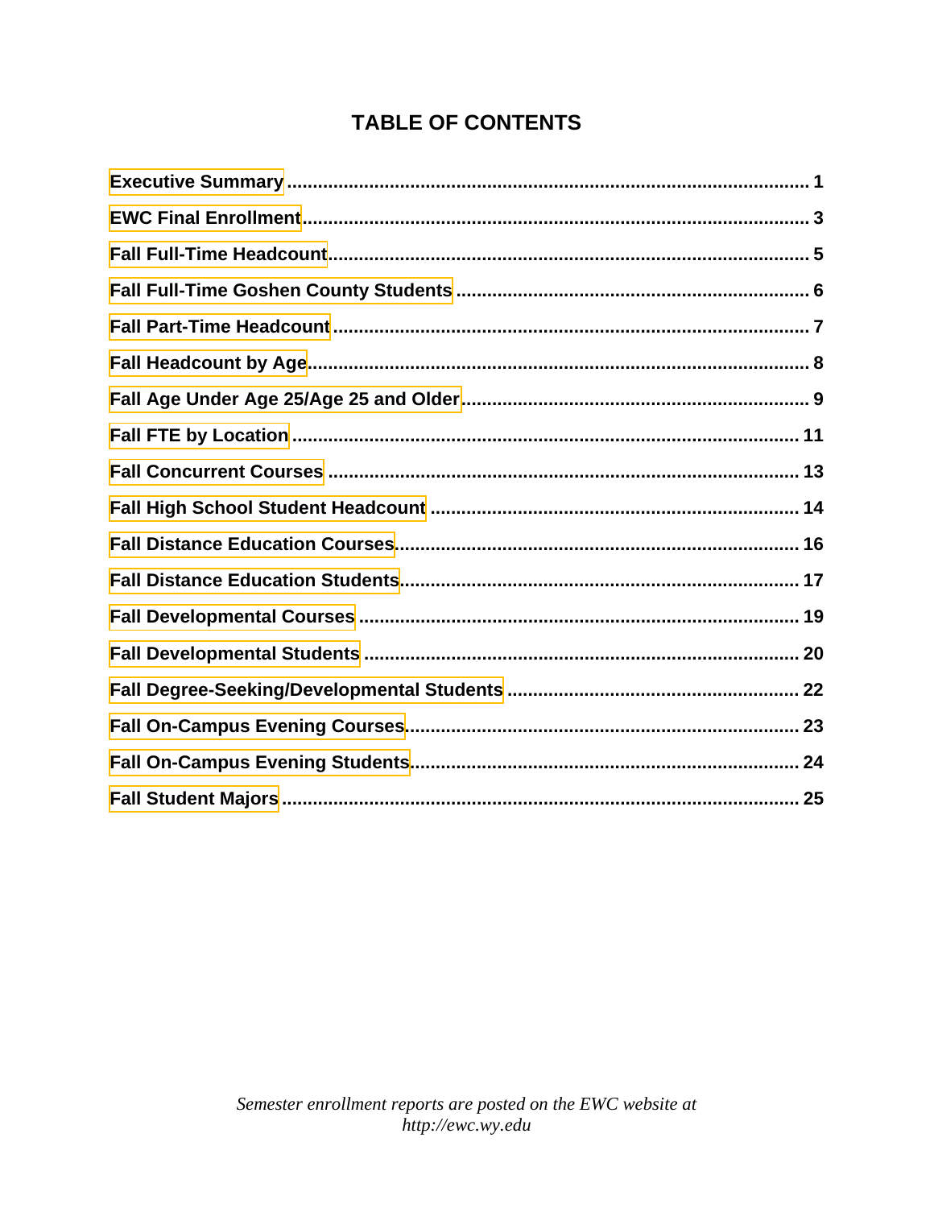# TABLE OF CONTENTS

| | |
|---|---|
| **Executive Summary** | **1** |
| **EWC Final Enrollment** | **3** |
| **Fall Full-Time Headcount** | **5** |
| **Fall Full-Time Goshen County Students** | **6** |
| **Fall Part-Time Headcount** | **7** |
| **Fall Headcount by Age** | **8** |
| **Fall Age Under Age 25/Age 25 and Older** | **9** |
| **Fall FTE by Location** | **11** |
| **Fall Concurrent Courses** | **13** |
| **Fall High School Student Headcount** | **14** |
| **Fall Distance Education Courses** | **16** |
| **Fall Distance Education Students** | **17** |
| **Fall Developmental Courses** | **19** |
| **Fall Developmental Students** | **20** |
| **Fall Degree-Seeking/Developmental Students** | **22** |
| **Fall On-Campus Evening Courses** | **23** |
| **Fall On-Campus Evening Students** | **24** |
| **Fall Student Majors** | **25** |

*Semester enrollment reports are posted on the EWC website at http://ewc.wy.edu*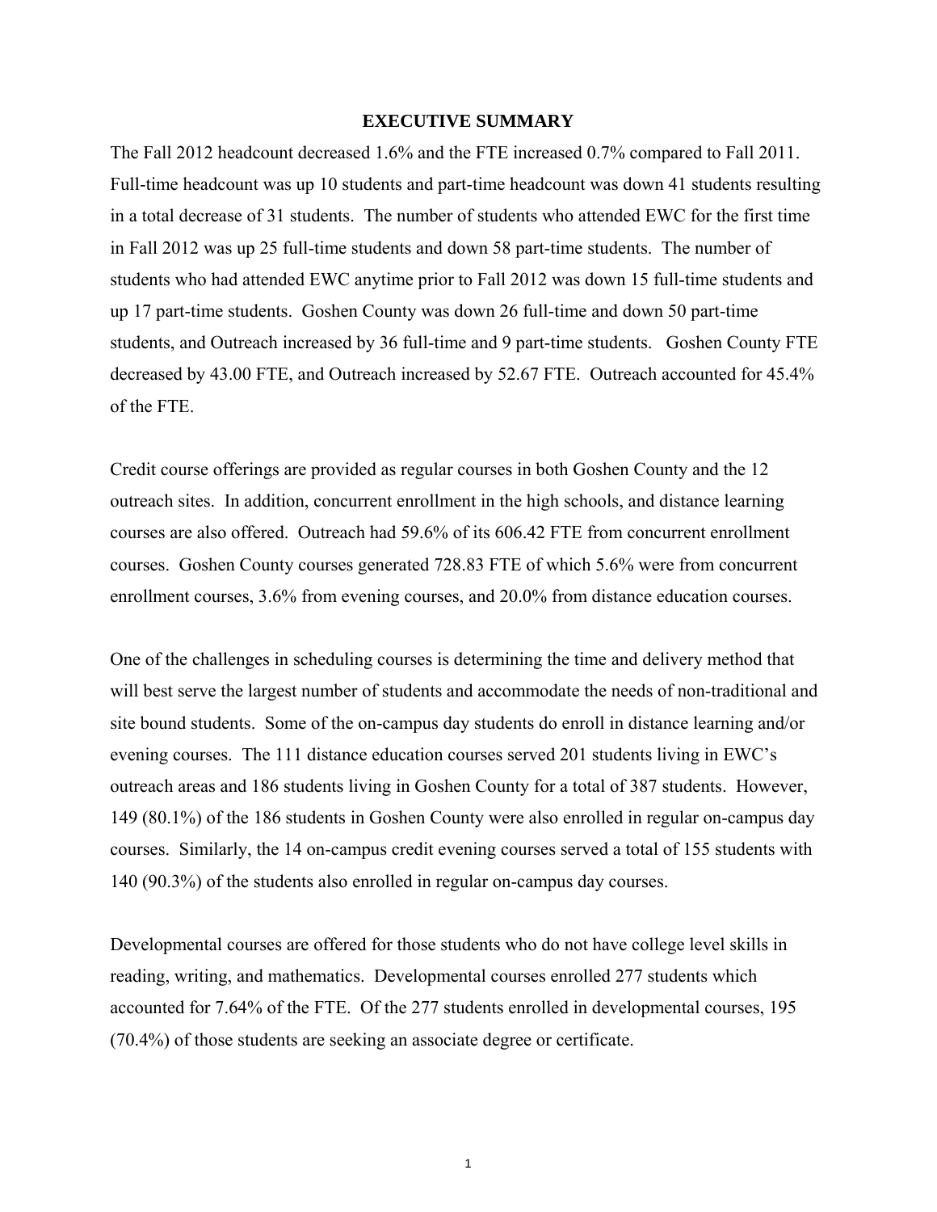# EXECUTIVE SUMMARY

The Fall 2012 headcount decreased 1.6% and the FTE increased 0.7% compared to Fall 2011. Full-time headcount was up 10 students and part-time headcount was down 41 students resulting in a total decrease of 31 students. The number of students who attended EWC for the first time in Fall 2012 was up 25 full-time students and down 58 part-time students. The number of students who had attended EWC anytime prior to Fall 2012 was down 15 full-time students and up 17 part-time students. Goshen County was down 26 full-time and down 50 part-time students, and Outreach increased by 36 full-time and 9 part-time students. Goshen County FTE decreased by 43.00 FTE, and Outreach increased by 52.67 FTE. Outreach accounted for 45.4% of the FTE.

Credit course offerings are provided as regular courses in both Goshen County and the 12 outreach sites. In addition, concurrent enrollment in the high schools, and distance learning courses are also offered. Outreach had 59.6% of its 606.42 FTE from concurrent enrollment courses. Goshen County courses generated 728.83 FTE of which 5.6% were from concurrent enrollment courses, 3.6% from evening courses, and 20.0% from distance education courses.

One of the challenges in scheduling courses is determining the time and delivery method that will best serve the largest number of students and accommodate the needs of non-traditional and site bound students. Some of the on-campus day students do enroll in distance learning and/or evening courses. The 111 distance education courses served 201 students living in EWC's outreach areas and 186 students living in Goshen County for a total of 387 students. However, 149 (80.1%) of the 186 students in Goshen County were also enrolled in regular on-campus day courses. Similarly, the 14 on-campus credit evening courses served a total of 155 students with 140 (90.3%) of the students also enrolled in regular on-campus day courses.

Developmental courses are offered for those students who do not have college level skills in reading, writing, and mathematics. Developmental courses enrolled 277 students which accounted for 7.64% of the FTE. Of the 277 students enrolled in developmental courses, 195 (70.4%) of those students are seeking an associate degree or certificate.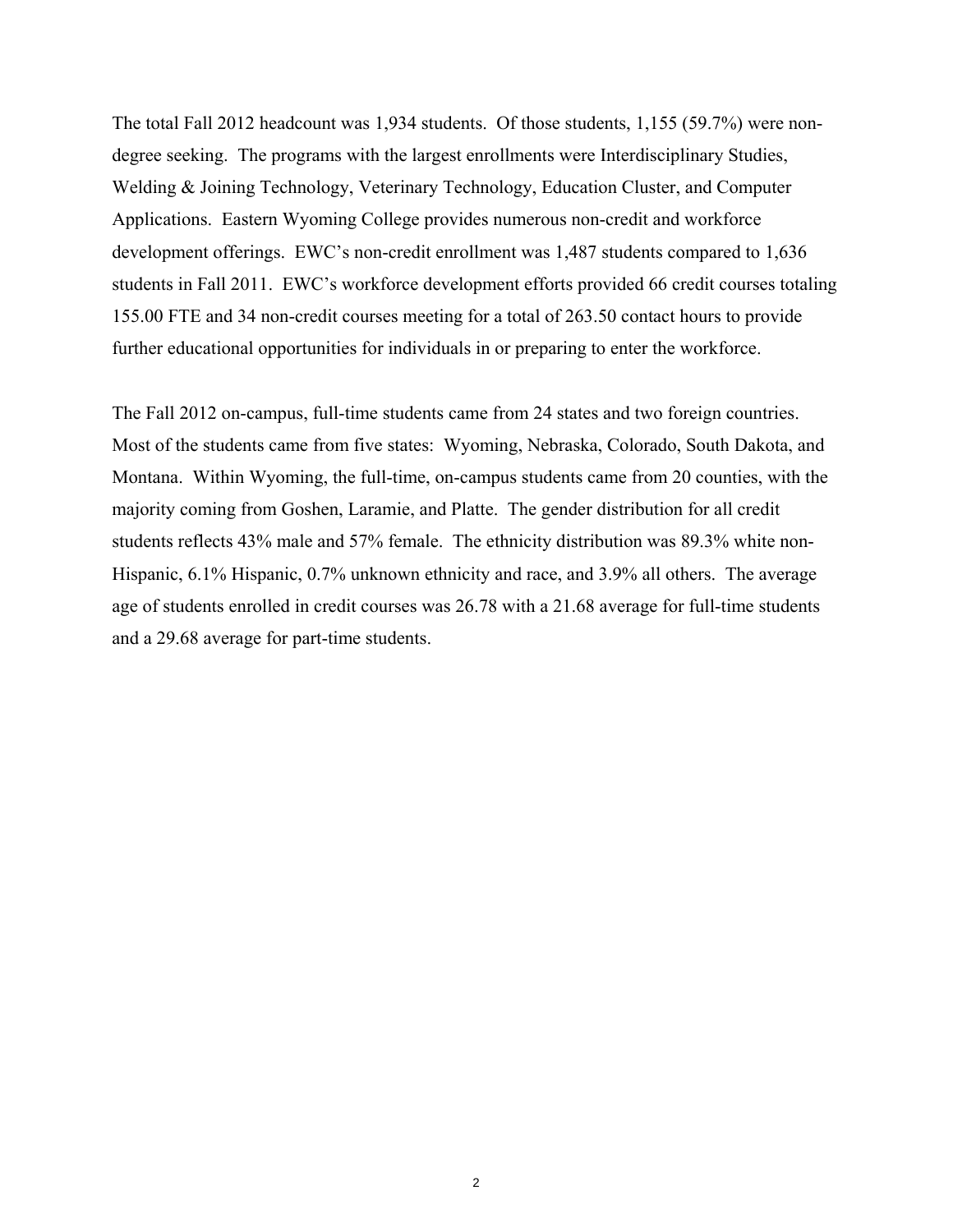The total Fall 2012 headcount was 1,934 students. Of those students, 1,155 (59.7%) were non-degree seeking. The programs with the largest enrollments were Interdisciplinary Studies, Welding & Joining Technology, Veterinary Technology, Education Cluster, and Computer Applications. Eastern Wyoming College provides numerous non-credit and workforce development offerings. EWC's non-credit enrollment was 1,487 students compared to 1,636 students in Fall 2011. EWC's workforce development efforts provided 66 credit courses totaling 155.00 FTE and 34 non-credit courses meeting for a total of 263.50 contact hours to provide further educational opportunities for individuals in or preparing to enter the workforce.

The Fall 2012 on-campus, full-time students came from 24 states and two foreign countries. Most of the students came from five states: Wyoming, Nebraska, Colorado, South Dakota, and Montana. Within Wyoming, the full-time, on-campus students came from 20 counties, with the majority coming from Goshen, Laramie, and Platte. The gender distribution for all credit students reflects 43% male and 57% female. The ethnicity distribution was 89.3% white non-Hispanic, 6.1% Hispanic, 0.7% unknown ethnicity and race, and 3.9% all others. The average age of students enrolled in credit courses was 26.78 with a 21.68 average for full-time students and a 29.68 average for part-time students.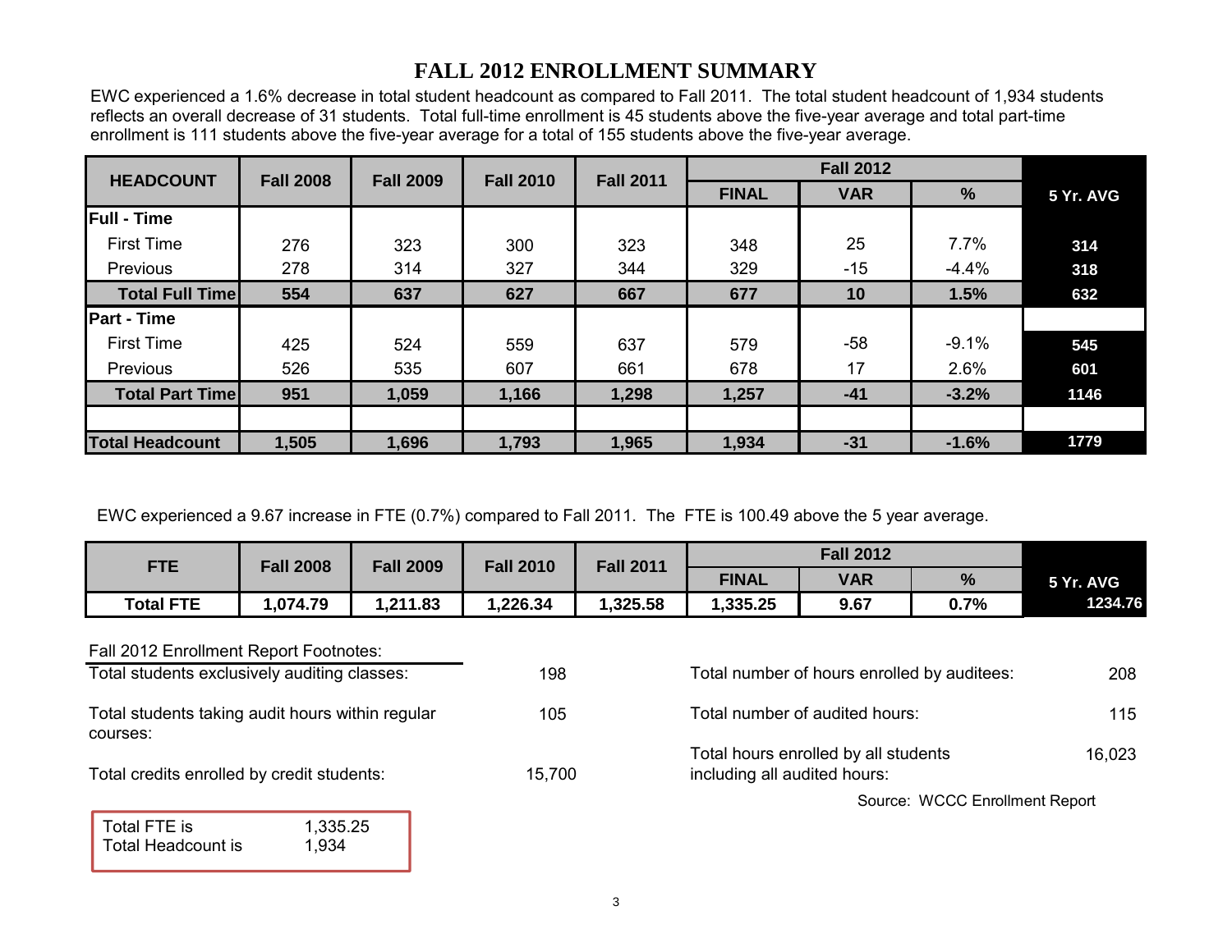# FALL 2012 ENROLLMENT SUMMARY

EWC experienced a 1.6% decrease in total student headcount as compared to Fall 2011. The total student headcount of 1,934 students reflects an overall decrease of 31 students. Total full-time enrollment is 45 students above the five-year average and total part-time enrollment is 111 students above the five-year average for a total of 155 students above the five-year average.

| HEADCOUNT | Fall 2008 | Fall 2009 | Fall 2010 | Fall 2011 | Fall 2012 | | | 5 Yr. AVG |
|---|---|---|---|---|---|---|---|---|
| | | | | | FINAL | VAR | % | |
| **Full - Time** | | | | | | | | |
| First Time | 276 | 323 | 300 | 323 | 348 | 25 | 7.7% | 314 |
| Previous | 278 | 314 | 327 | 344 | 329 | -15 | -4.4% | 318 |
| **Total Full Time** | **554** | **637** | **627** | **667** | **677** | **10** | **1.5%** | **632** |
| **Part - Time** | | | | | | | | |
| First Time | 425 | 524 | 559 | 637 | 579 | -58 | -9.1% | 545 |
| Previous | 526 | 535 | 607 | 661 | 678 | 17 | 2.6% | 601 |
| **Total Part Time** | **951** | **1,059** | **1,166** | **1,298** | **1,257** | **-41** | **-3.2%** | **1146** |
| | | | | | | | | |
| **Total Headcount** | **1,505** | **1,696** | **1,793** | **1,965** | **1,934** | **-31** | **-1.6%** | **1779** |

EWC experienced a 9.67 increase in FTE (0.7%) compared to Fall 2011. The FTE is 100.49 above the 5 year average.

| FTE | Fall 2008 | Fall 2009 | Fall 2010 | Fall 2011 | Fall 2012 | | | 5 Yr. AVG |
|---|---|---|---|---|---|---|---|---|
| | | | | | FINAL | VAR | % | |
| **Total FTE** | **1,074.79** | **1,211.83** | **1,226.34** | **1,325.58** | **1,335.25** | **9.67** | **0.7%** | **1234.76** |

Fall 2012 Enrollment Report Footnotes:

| | | | |
|---|---|---|---|
| Total students exclusively auditing classes: | 198 | Total number of hours enrolled by auditees: | 208 |
| Total students taking audit hours within regular courses: | 105 | Total number of audited hours: | 115 |
| Total credits enrolled by credit students: | 15,700 | Total hours enrolled by all students including all audited hours: | 16,023 |

Source: WCCC Enrollment Report

| | |
|---|---|
| Total FTE is | 1,335.25 |
| Total Headcount is | 1,934 |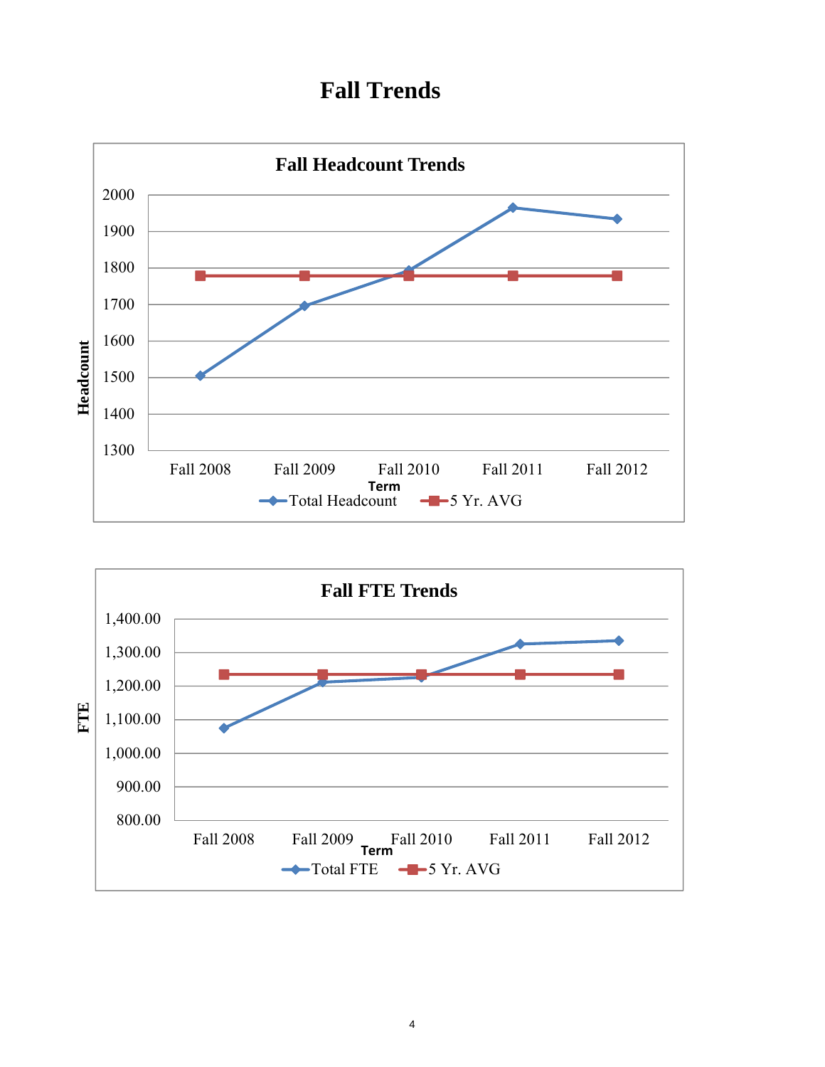# Fall Trends

**Fall Headcount Trends**

Headcount axis: 1300, 1400, 1500, 1600, 1700, 1800, 1900, 2000

Term: Fall 2008, Fall 2009, Fall 2010, Fall 2011, Fall 2012

Legend: Total Headcount, 5 Yr. AVG

**Fall FTE Trends**

FTE axis: 800.00, 900.00, 1,000.00, 1,100.00, 1,200.00, 1,300.00, 1,400.00

Term: Fall 2008, Fall 2009, Fall 2010, Fall 2011, Fall 2012

Legend: Total FTE, 5 Yr. AVG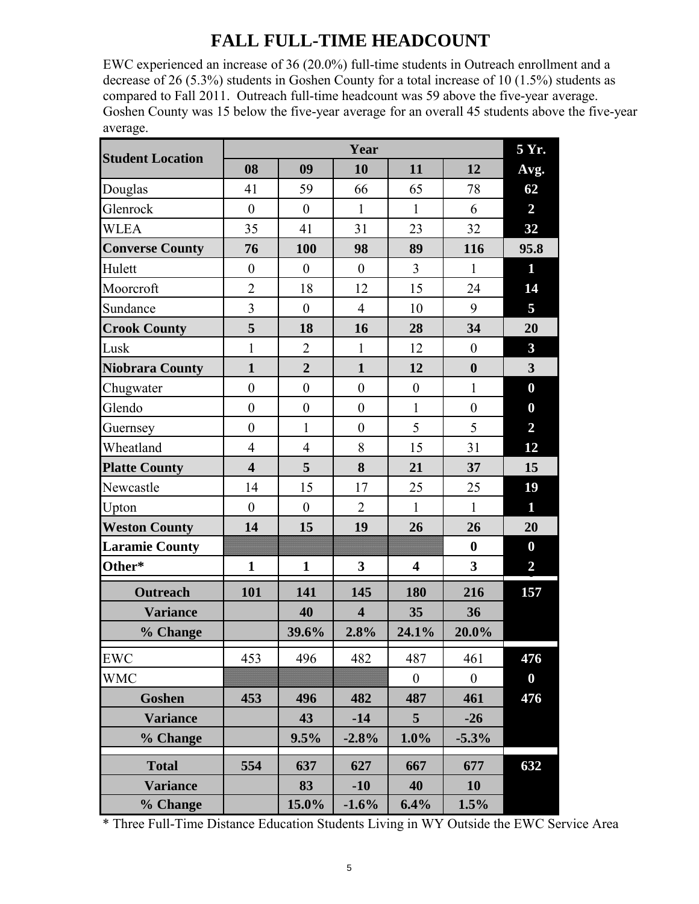# FALL FULL-TIME HEADCOUNT

EWC experienced an increase of 36 (20.0%) full-time students in Outreach enrollment and a decrease of 26 (5.3%) students in Goshen County for a total increase of 10 (1.5%) students as compared to Fall 2011. Outreach full-time headcount was 59 above the five-year average. Goshen County was 15 below the five-year average for an overall 45 students above the five-year average.

| Student Location | Year | | | | | 5 Yr. |
|---|---|---|---|---|---|---|
| | 08 | 09 | 10 | 11 | 12 | Avg. |
| Douglas | 41 | 59 | 66 | 65 | 78 | 62 |
| Glenrock | 0 | 0 | 1 | 1 | 6 | 2 |
| WLEA | 35 | 41 | 31 | 23 | 32 | 32 |
| **Converse County** | **76** | **100** | **98** | **89** | **116** | **95.8** |
| Hulett | 0 | 0 | 0 | 3 | 1 | 1 |
| Moorcroft | 2 | 18 | 12 | 15 | 24 | 14 |
| Sundance | 3 | 0 | 4 | 10 | 9 | 5 |
| **Crook County** | **5** | **18** | **16** | **28** | **34** | **20** |
| Lusk | 1 | 2 | 1 | 12 | 0 | 3 |
| **Niobrara County** | **1** | **2** | **1** | **12** | **0** | **3** |
| Chugwater | 0 | 0 | 0 | 0 | 1 | 0 |
| Glendo | 0 | 0 | 0 | 1 | 0 | 0 |
| Guernsey | 0 | 1 | 0 | 5 | 5 | 2 |
| Wheatland | 4 | 4 | 8 | 15 | 31 | 12 |
| **Platte County** | **4** | **5** | **8** | **21** | **37** | **15** |
| Newcastle | 14 | 15 | 17 | 25 | 25 | 19 |
| Upton | 0 | 0 | 2 | 1 | 1 | 1 |
| **Weston County** | **14** | **15** | **19** | **26** | **26** | **20** |
| **Laramie County** | | | | | **0** | **0** |
| **Other*** | **1** | **1** | **3** | **4** | **3** | **2** |
| **Outreach** | **101** | **141** | **145** | **180** | **216** | **157** |
| **Variance** | | **40** | **4** | **35** | **36** | |
| **% Change** | | **39.6%** | **2.8%** | **24.1%** | **20.0%** | |
| EWC | 453 | 496 | 482 | 487 | 461 | 476 |
| WMC | | | | 0 | 0 | 0 |
| **Goshen** | **453** | **496** | **482** | **487** | **461** | **476** |
| **Variance** | | **43** | **-14** | **5** | **-26** | |
| **% Change** | | **9.5%** | **-2.8%** | **1.0%** | **-5.3%** | |
| **Total** | **554** | **637** | **627** | **667** | **677** | **632** |
| **Variance** | | **83** | **-10** | **40** | **10** | |
| **% Change** | | **15.0%** | **-1.6%** | **6.4%** | **1.5%** | |

* Three Full-Time Distance Education Students Living in WY Outside the EWC Service Area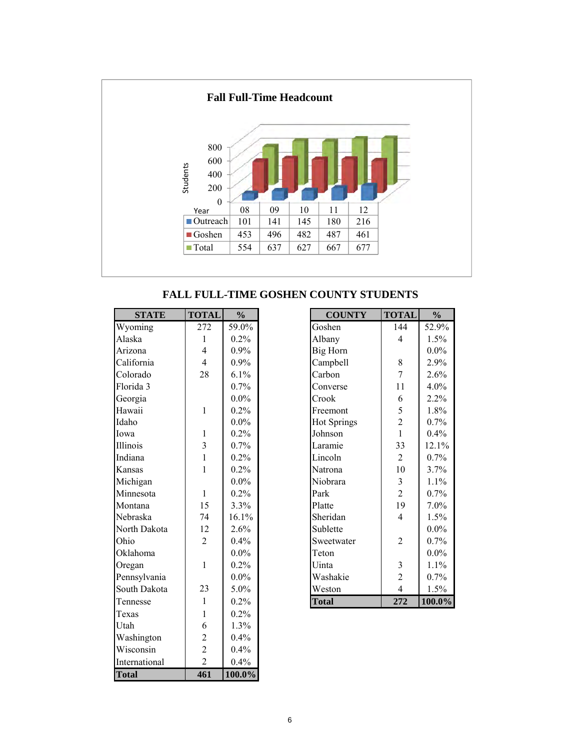## Fall Full-Time Headcount

| Year | 08 | 09 | 10 | 11 | 12 |
|---|---|---|---|---|---|
| Outreach | 101 | 141 | 145 | 180 | 216 |
| Goshen | 453 | 496 | 482 | 487 | 461 |
| Total | 554 | 637 | 627 | 667 | 677 |

## FALL FULL-TIME GOSHEN COUNTY STUDENTS

| STATE | TOTAL | % |
|---|---|---|
| Wyoming | 272 | 59.0% |
| Alaska | 1 | 0.2% |
| Arizona | 4 | 0.9% |
| California | 4 | 0.9% |
| Colorado | 28 | 6.1% |
| Florida 3 | | 0.7% |
| Georgia | | 0.0% |
| Hawaii | 1 | 0.2% |
| Idaho | | 0.0% |
| Iowa | 1 | 0.2% |
| Illinois | 3 | 0.7% |
| Indiana | 1 | 0.2% |
| Kansas | 1 | 0.2% |
| Michigan | | 0.0% |
| Minnesota | 1 | 0.2% |
| Montana | 15 | 3.3% |
| Nebraska | 74 | 16.1% |
| North Dakota | 12 | 2.6% |
| Ohio | 2 | 0.4% |
| Oklahoma | | 0.0% |
| Oregan | 1 | 0.2% |
| Pennsylvania | | 0.0% |
| South Dakota | 23 | 5.0% |
| Tennesse | 1 | 0.2% |
| Texas | 1 | 0.2% |
| Utah | 6 | 1.3% |
| Washington | 2 | 0.4% |
| Wisconsin | 2 | 0.4% |
| International | 2 | 0.4% |
| **Total** | **461** | **100.0%** |

| COUNTY | TOTAL | % |
|---|---|---|
| Goshen | 144 | 52.9% |
| Albany | 4 | 1.5% |
| Big Horn | | 0.0% |
| Campbell | 8 | 2.9% |
| Carbon | 7 | 2.6% |
| Converse | 11 | 4.0% |
| Crook | 6 | 2.2% |
| Freemont | 5 | 1.8% |
| Hot Springs | 2 | 0.7% |
| Johnson | 1 | 0.4% |
| Laramie | 33 | 12.1% |
| Lincoln | 2 | 0.7% |
| Natrona | 10 | 3.7% |
| Niobrara | 3 | 1.1% |
| Park | 2 | 0.7% |
| Platte | 19 | 7.0% |
| Sheridan | 4 | 1.5% |
| Sublette | | 0.0% |
| Sweetwater | 2 | 0.7% |
| Teton | | 0.0% |
| Uinta | 3 | 1.1% |
| Washakie | 2 | 0.7% |
| Weston | 4 | 1.5% |
| **Total** | **272** | **100.0%** |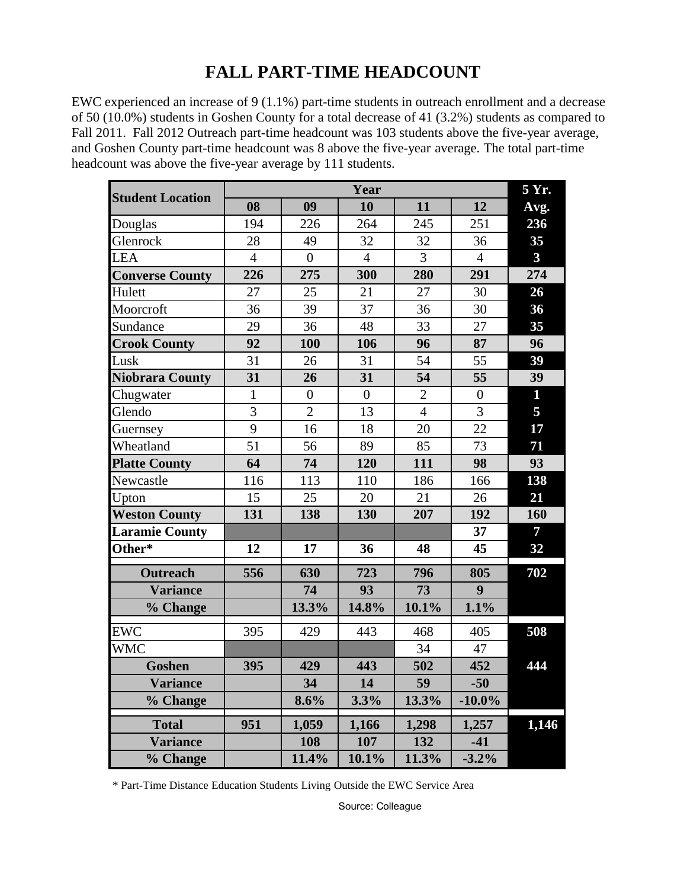# FALL PART-TIME HEADCOUNT

EWC experienced an increase of 9 (1.1%) part-time students in outreach enrollment and a decrease of 50 (10.0%) students in Goshen County for a total decrease of 41 (3.2%) students as compared to Fall 2011. Fall 2012 Outreach part-time headcount was 103 students above the five-year average, and Goshen County part-time headcount was 8 above the five-year average. The total part-time headcount was above the five-year average by 111 students.

| Student Location | Year | | | | | 5 Yr. Avg. |
|---|---|---|---|---|---|---|
| | 08 | 09 | 10 | 11 | 12 | |
| Douglas | 194 | 226 | 264 | 245 | 251 | **236** |
| Glenrock | 28 | 49 | 32 | 32 | 36 | **35** |
| LEA | 4 | 0 | 4 | 3 | 4 | **3** |
| **Converse County** | **226** | **275** | **300** | **280** | **291** | **274** |
| Hulett | 27 | 25 | 21 | 27 | 30 | **26** |
| Moorcroft | 36 | 39 | 37 | 36 | 30 | **36** |
| Sundance | 29 | 36 | 48 | 33 | 27 | **35** |
| **Crook County** | **92** | **100** | **106** | **96** | **87** | **96** |
| Lusk | 31 | 26 | 31 | 54 | 55 | **39** |
| **Niobrara County** | **31** | **26** | **31** | **54** | **55** | **39** |
| Chugwater | 1 | 0 | 0 | 2 | 0 | **1** |
| Glendo | 3 | 2 | 13 | 4 | 3 | **5** |
| Guernsey | 9 | 16 | 18 | 20 | 22 | **17** |
| Wheatland | 51 | 56 | 89 | 85 | 73 | **71** |
| **Platte County** | **64** | **74** | **120** | **111** | **98** | **93** |
| Newcastle | 116 | 113 | 110 | 186 | 166 | **138** |
| Upton | 15 | 25 | 20 | 21 | 26 | **21** |
| **Weston County** | **131** | **138** | **130** | **207** | **192** | **160** |
| **Laramie County** | | | | | **37** | **7** |
| **Other*** | **12** | **17** | **36** | **48** | **45** | **32** |
| **Outreach** | **556** | **630** | **723** | **796** | **805** | **702** |
| **Variance** | | **74** | **93** | **73** | **9** | |
| **% Change** | | **13.3%** | **14.8%** | **10.1%** | **1.1%** | |
| EWC | 395 | 429 | 443 | 468 | 405 | **508** |
| WMC | | | | 34 | 47 | |
| **Goshen** | **395** | **429** | **443** | **502** | **452** | **444** |
| **Variance** | | **34** | **14** | **59** | **-50** | |
| **% Change** | | **8.6%** | **3.3%** | **13.3%** | **-10.0%** | |
| **Total** | **951** | **1,059** | **1,166** | **1,298** | **1,257** | **1,146** |
| **Variance** | | **108** | **107** | **132** | **-41** | |
| **% Change** | | **11.4%** | **10.1%** | **11.3%** | **-3.2%** | |

\* Part-Time Distance Education Students Living Outside the EWC Service Area

Source: Colleague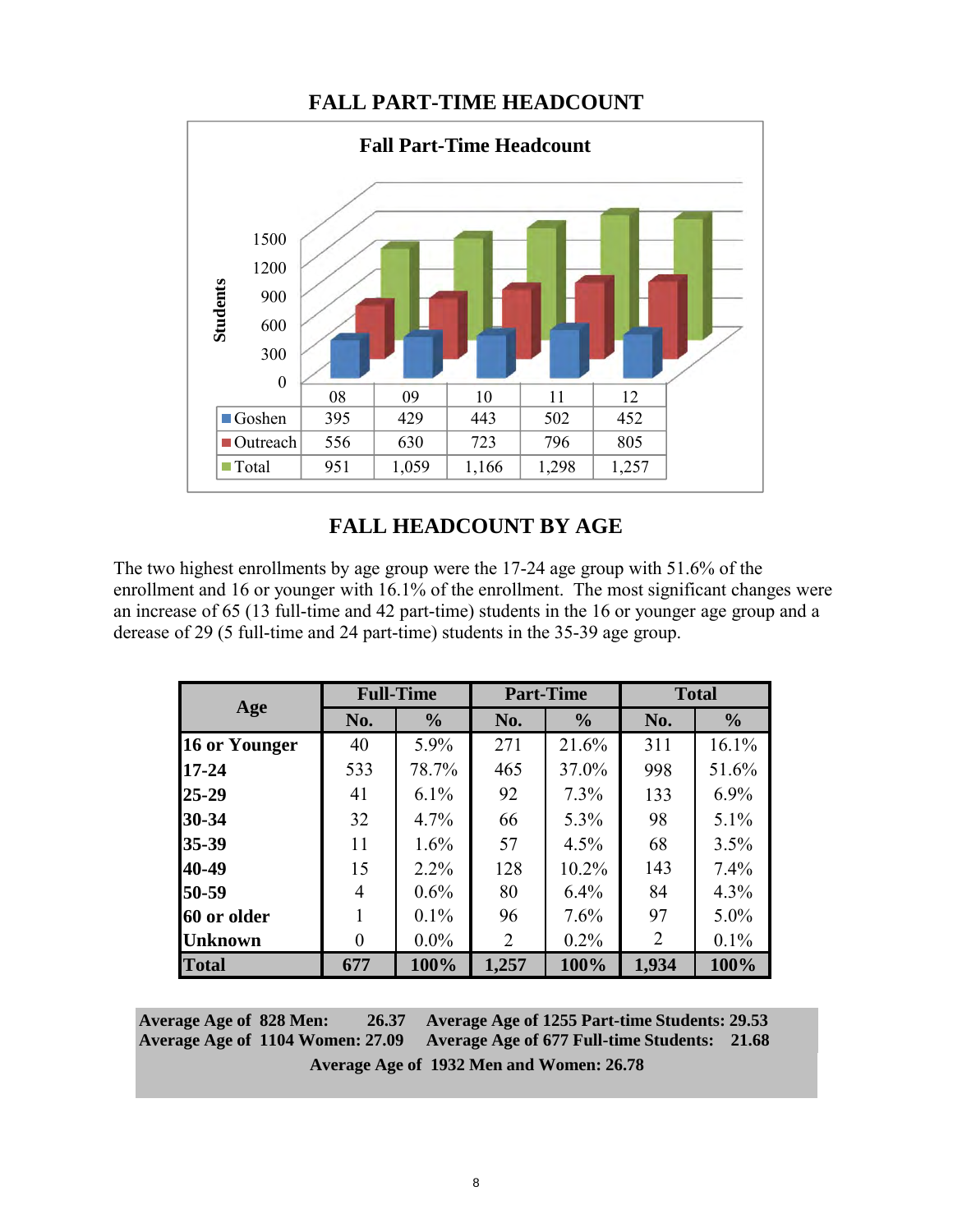## FALL PART-TIME HEADCOUNT

**Fall Part-Time Headcount**

| | 08 | 09 | 10 | 11 | 12 |
|---|---|---|---|---|---|
| Goshen | 395 | 429 | 443 | 502 | 452 |
| Outreach | 556 | 630 | 723 | 796 | 805 |
| Total | 951 | 1,059 | 1,166 | 1,298 | 1,257 |

## FALL HEADCOUNT BY AGE

The two highest enrollments by age group were the 17-24 age group with 51.6% of the enrollment and 16 or younger with 16.1% of the enrollment. The most significant changes were an increase of 65 (13 full-time and 42 part-time) students in the 16 or younger age group and a derease of 29 (5 full-time and 24 part-time) students in the 35-39 age group.

| Age | Full-Time | | Part-Time | | Total | |
|---|---|---|---|---|---|---|
| | No. | % | No. | % | No. | % |
| **16 or Younger** | 40 | 5.9% | 271 | 21.6% | 311 | 16.1% |
| **17-24** | 533 | 78.7% | 465 | 37.0% | 998 | 51.6% |
| **25-29** | 41 | 6.1% | 92 | 7.3% | 133 | 6.9% |
| **30-34** | 32 | 4.7% | 66 | 5.3% | 98 | 5.1% |
| **35-39** | 11 | 1.6% | 57 | 4.5% | 68 | 3.5% |
| **40-49** | 15 | 2.2% | 128 | 10.2% | 143 | 7.4% |
| **50-59** | 4 | 0.6% | 80 | 6.4% | 84 | 4.3% |
| **60 or older** | 1 | 0.1% | 96 | 7.6% | 97 | 5.0% |
| **Unknown** | 0 | 0.0% | 2 | 0.2% | 2 | 0.1% |
| **Total** | **677** | **100%** | **1,257** | **100%** | **1,934** | **100%** |

**Average Age of 828 Men: 26.37** **Average Age of 1255 Part-time Students: 29.53**
**Average Age of 1104 Women: 27.09** **Average Age of 677 Full-time Students: 21.68**
**Average Age of 1932 Men and Women: 26.78**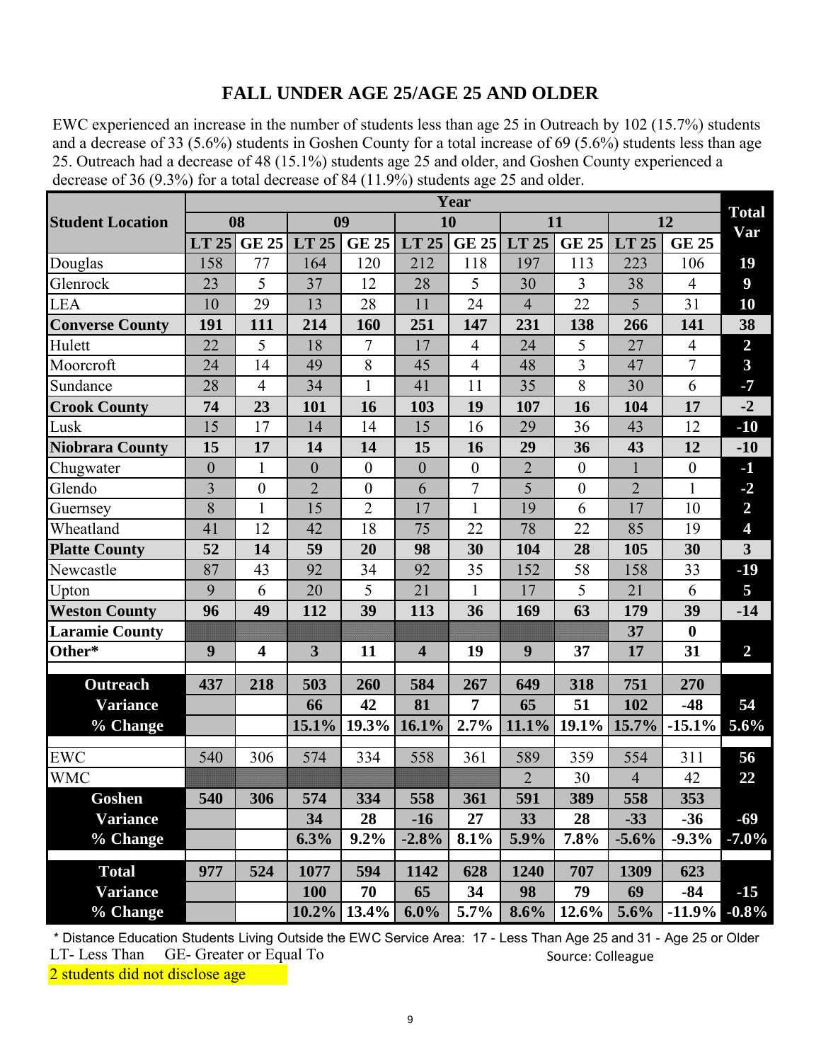## FALL UNDER AGE 25/AGE 25 AND OLDER

EWC experienced an increase in the number of students less than age 25 in Outreach by 102 (15.7%) students and a decrease of 33 (5.6%) students in Goshen County for a total increase of 69 (5.6%) students less than age 25. Outreach had a decrease of 48 (15.1%) students age 25 and older, and Goshen County experienced a decrease of 36 (9.3%) for a total decrease of 84 (11.9%) students age 25 and older.

| Student Location | Year | | | | | | | | | | Total Var |
|---|---|---|---|---|---|---|---|---|---|---|---|
| | 08 | | 09 | | 10 | | 11 | | 12 | | |
| | LT 25 | GE 25 | LT 25 | GE 25 | LT 25 | GE 25 | LT 25 | GE 25 | LT 25 | GE 25 | |
| Douglas | 158 | 77 | 164 | 120 | 212 | 118 | 197 | 113 | 223 | 106 | **19** |
| Glenrock | 23 | 5 | 37 | 12 | 28 | 5 | 30 | 3 | 38 | 4 | **9** |
| LEA | 10 | 29 | 13 | 28 | 11 | 24 | 4 | 22 | 5 | 31 | **10** |
| **Converse County** | **191** | **111** | **214** | **160** | **251** | **147** | **231** | **138** | **266** | **141** | **38** |
| Hulett | 22 | 5 | 18 | 7 | 17 | 4 | 24 | 5 | 27 | 4 | **2** |
| Moorcroft | 24 | 14 | 49 | 8 | 45 | 4 | 48 | 3 | 47 | 7 | **3** |
| Sundance | 28 | 4 | 34 | 1 | 41 | 11 | 35 | 8 | 30 | 6 | **-7** |
| **Crook County** | **74** | **23** | **101** | **16** | **103** | **19** | **107** | **16** | **104** | **17** | **-2** |
| Lusk | 15 | 17 | 14 | 14 | 15 | 16 | 29 | 36 | 43 | 12 | **-10** |
| **Niobrara County** | **15** | **17** | **14** | **14** | **15** | **16** | **29** | **36** | **43** | **12** | **-10** |
| Chugwater | 0 | 1 | 0 | 0 | 0 | 0 | 2 | 0 | 1 | 0 | **-1** |
| Glendo | 3 | 0 | 2 | 0 | 6 | 7 | 5 | 0 | 2 | 1 | **-2** |
| Guernsey | 8 | 1 | 15 | 2 | 17 | 1 | 19 | 6 | 17 | 10 | **2** |
| Wheatland | 41 | 12 | 42 | 18 | 75 | 22 | 78 | 22 | 85 | 19 | **4** |
| **Platte County** | **52** | **14** | **59** | **20** | **98** | **30** | **104** | **28** | **105** | **30** | **3** |
| Newcastle | 87 | 43 | 92 | 34 | 92 | 35 | 152 | 58 | 158 | 33 | **-19** |
| Upton | 9 | 6 | 20 | 5 | 21 | 1 | 17 | 5 | 21 | 6 | **5** |
| **Weston County** | **96** | **49** | **112** | **39** | **113** | **36** | **169** | **63** | **179** | **39** | **-14** |
| **Laramie County** | | | | | | | | | **37** | **0** | |
| **Other*** | **9** | **4** | **3** | **11** | **4** | **19** | **9** | **37** | **17** | **31** | **2** |
| | | | | | | | | | | | |
| **Outreach** | **437** | **218** | **503** | **260** | **584** | **267** | **649** | **318** | **751** | **270** | |
| **Variance** | | | **66** | **42** | **81** | **7** | **65** | **51** | **102** | **-48** | **54** |
| **% Change** | | | **15.1%** | **19.3%** | **16.1%** | **2.7%** | **11.1%** | **19.1%** | **15.7%** | **-15.1%** | **5.6%** |
| | | | | | | | | | | | |
| EWC | 540 | 306 | 574 | 334 | 558 | 361 | 589 | 359 | 554 | 311 | **56** |
| WMC | | | | | | | 2 | 30 | 4 | 42 | **22** |
| **Goshen** | **540** | **306** | **574** | **334** | **558** | **361** | **591** | **389** | **558** | **353** | |
| **Variance** | | | **34** | **28** | **-16** | **27** | **33** | **28** | **-33** | **-36** | **-69** |
| **% Change** | | | **6.3%** | **9.2%** | **-2.8%** | **8.1%** | **5.9%** | **7.8%** | **-5.6%** | **-9.3%** | **-7.0%** |
| | | | | | | | | | | | |
| **Total** | **977** | **524** | **1077** | **594** | **1142** | **628** | **1240** | **707** | **1309** | **623** | |
| **Variance** | | | **100** | **70** | **65** | **34** | **98** | **79** | **69** | **-84** | **-15** |
| **% Change** | | | **10.2%** | **13.4%** | **6.0%** | **5.7%** | **8.6%** | **12.6%** | **5.6%** | **-11.9%** | **-0.8%** |

* Distance Education Students Living Outside the EWC Service Area: 17 - Less Than Age 25 and 31 - Age 25 or Older

LT- Less Than GE- Greater or Equal To

Source: Colleague

2 students did not disclose age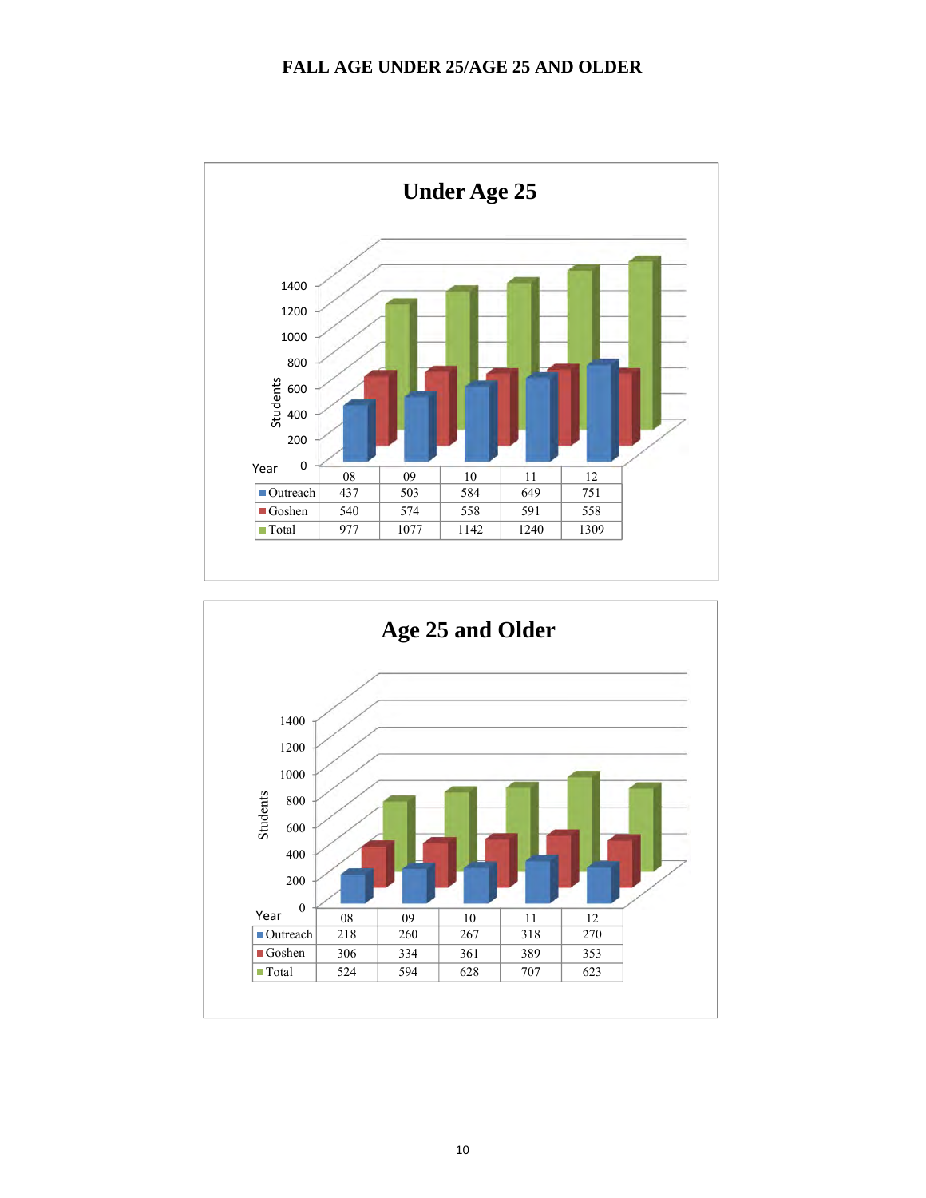# FALL AGE UNDER 25/AGE 25 AND OLDER

## Under Age 25

| Year | 08 | 09 | 10 | 11 | 12 |
|---|---|---|---|---|---|
| Outreach | 437 | 503 | 584 | 649 | 751 |
| Goshen | 540 | 574 | 558 | 591 | 558 |
| Total | 977 | 1077 | 1142 | 1240 | 1309 |

## Age 25 and Older

| Year | 08 | 09 | 10 | 11 | 12 |
|---|---|---|---|---|---|
| Outreach | 218 | 260 | 267 | 318 | 270 |
| Goshen | 306 | 334 | 361 | 389 | 353 |
| Total | 524 | 594 | 628 | 707 | 623 |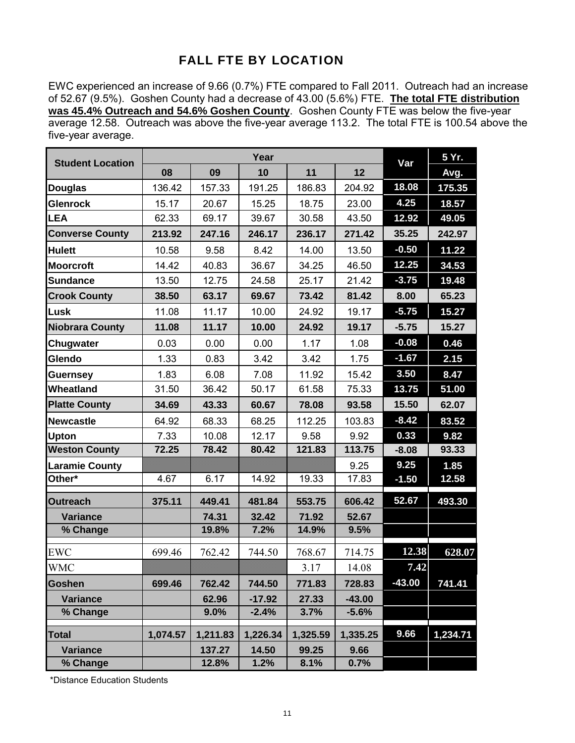# FALL FTE BY LOCATION

EWC experienced an increase of 9.66 (0.7%) FTE compared to Fall 2011. Outreach had an increase of 52.67 (9.5%). Goshen County had a decrease of 43.00 (5.6%) FTE. **The total FTE distribution was 45.4% Outreach and 54.6% Goshen County**. Goshen County FTE was below the five-year average 12.58. Outreach was above the five-year average 113.2. The total FTE is 100.54 above the five-year average.

| Student Location | Year | | | | | Var | 5 Yr. |
|---|---|---|---|---|---|---|---|
| | 08 | 09 | 10 | 11 | 12 | | Avg. |
| **Douglas** | 136.42 | 157.33 | 191.25 | 186.83 | 204.92 | 18.08 | 175.35 |
| **Glenrock** | 15.17 | 20.67 | 15.25 | 18.75 | 23.00 | 4.25 | 18.57 |
| **LEA** | 62.33 | 69.17 | 39.67 | 30.58 | 43.50 | 12.92 | 49.05 |
| **Converse County** | **213.92** | **247.16** | **246.17** | **236.17** | **271.42** | **35.25** | **242.97** |
| **Hulett** | 10.58 | 9.58 | 8.42 | 14.00 | 13.50 | -0.50 | 11.22 |
| **Moorcroft** | 14.42 | 40.83 | 36.67 | 34.25 | 46.50 | 12.25 | 34.53 |
| **Sundance** | 13.50 | 12.75 | 24.58 | 25.17 | 21.42 | -3.75 | 19.48 |
| **Crook County** | **38.50** | **63.17** | **69.67** | **73.42** | **81.42** | **8.00** | **65.23** |
| **Lusk** | 11.08 | 11.17 | 10.00 | 24.92 | 19.17 | -5.75 | 15.27 |
| **Niobrara County** | **11.08** | **11.17** | **10.00** | **24.92** | **19.17** | **-5.75** | **15.27** |
| **Chugwater** | 0.03 | 0.00 | 0.00 | 1.17 | 1.08 | -0.08 | 0.46 |
| **Glendo** | 1.33 | 0.83 | 3.42 | 3.42 | 1.75 | -1.67 | 2.15 |
| **Guernsey** | 1.83 | 6.08 | 7.08 | 11.92 | 15.42 | 3.50 | 8.47 |
| **Wheatland** | 31.50 | 36.42 | 50.17 | 61.58 | 75.33 | 13.75 | 51.00 |
| **Platte County** | **34.69** | **43.33** | **60.67** | **78.08** | **93.58** | **15.50** | **62.07** |
| **Newcastle** | 64.92 | 68.33 | 68.25 | 112.25 | 103.83 | -8.42 | 83.52 |
| **Upton** | 7.33 | 10.08 | 12.17 | 9.58 | 9.92 | 0.33 | 9.82 |
| **Weston County** | **72.25** | **78.42** | **80.42** | **121.83** | **113.75** | **-8.08** | **93.33** |
| **Laramie County** | | | | | 9.25 | 9.25 | 1.85 |
| **Other*** | 4.67 | 6.17 | 14.92 | 19.33 | 17.83 | -1.50 | 12.58 |
| **Outreach** | **375.11** | **449.41** | **481.84** | **553.75** | **606.42** | **52.67** | **493.30** |
| **Variance** | | **74.31** | **32.42** | **71.92** | **52.67** | | |
| **% Change** | | **19.8%** | **7.2%** | **14.9%** | **9.5%** | | |
| EWC | 699.46 | 762.42 | 744.50 | 768.67 | 714.75 | 12.38 | 628.07 |
| WMC | | | | 3.17 | 14.08 | 7.42 | |
| **Goshen** | **699.46** | **762.42** | **744.50** | **771.83** | **728.83** | **-43.00** | **741.41** |
| **Variance** | | **62.96** | **-17.92** | **27.33** | **-43.00** | | |
| **% Change** | | **9.0%** | **-2.4%** | **3.7%** | **-5.6%** | | |
| **Total** | **1,074.57** | **1,211.83** | **1,226.34** | **1,325.59** | **1,335.25** | **9.66** | **1,234.71** |
| **Variance** | | **137.27** | **14.50** | **99.25** | **9.66** | | |
| **% Change** | | **12.8%** | **1.2%** | **8.1%** | **0.7%** | | |

*Distance Education Students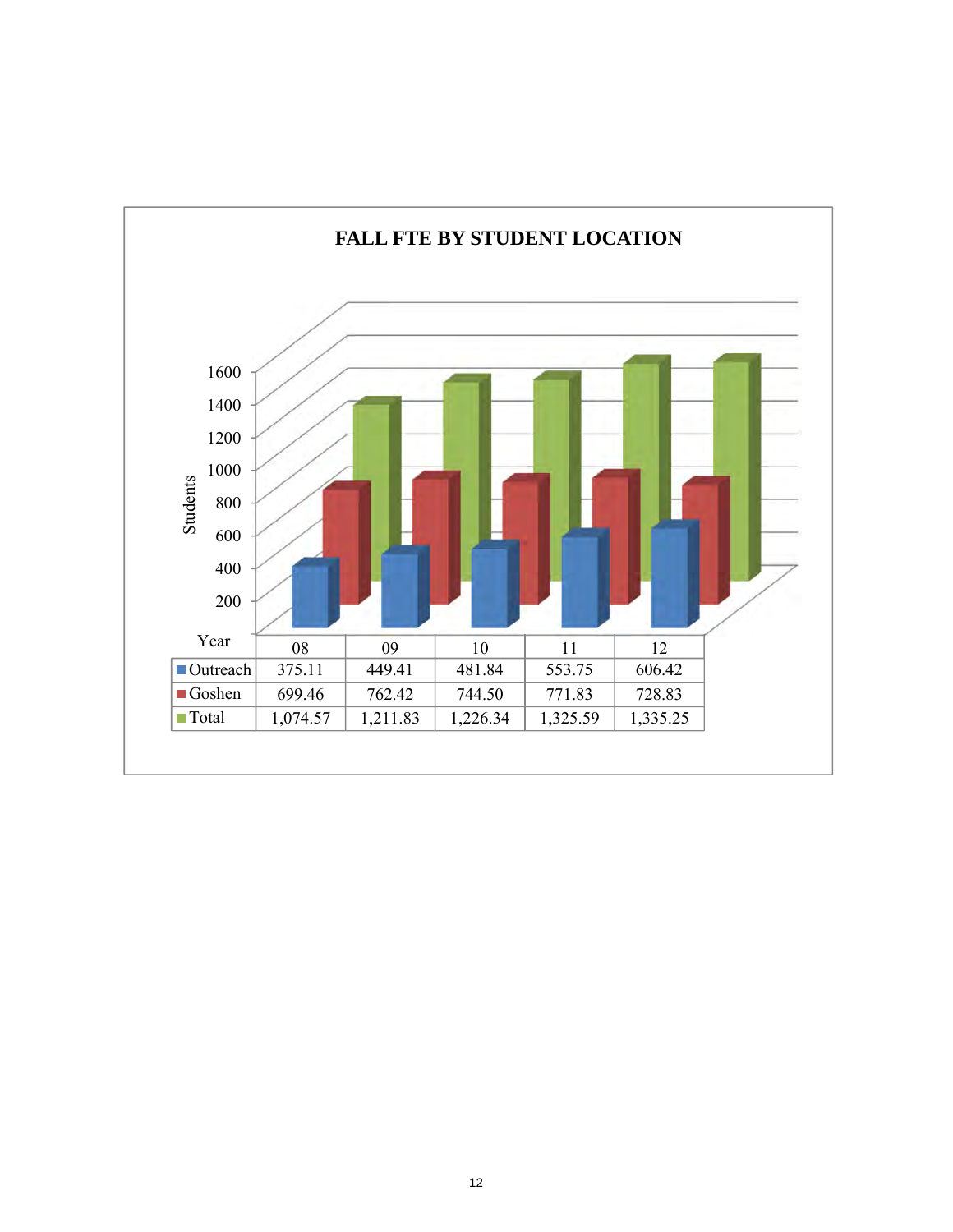## FALL FTE BY STUDENT LOCATION

| Year | 08 | 09 | 10 | 11 | 12 |
|---|---|---|---|---|---|
| Outreach | 375.11 | 449.41 | 481.84 | 553.75 | 606.42 |
| Goshen | 699.46 | 762.42 | 744.50 | 771.83 | 728.83 |
| Total | 1,074.57 | 1,211.83 | 1,226.34 | 1,325.59 | 1,335.25 |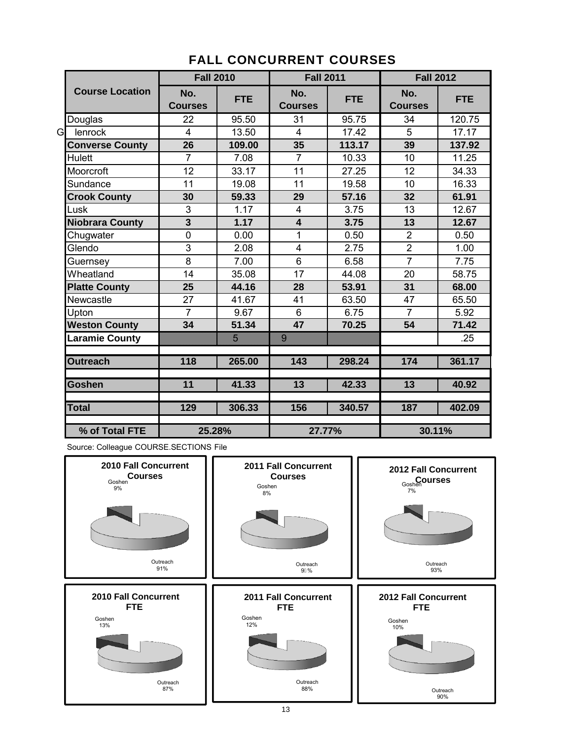## FALL CONCURRENT COURSES

| Course Location | Fall 2010 | | Fall 2011 | | Fall 2012 | |
|---|---|---|---|---|---|---|
| | No. Courses | FTE | No. Courses | FTE | No. Courses | FTE |
| Douglas | 22 | 95.50 | 31 | 95.75 | 34 | 120.75 |
| Glenrock | 4 | 13.50 | 4 | 17.42 | 5 | 17.17 |
| **Converse County** | **26** | **109.00** | **35** | **113.17** | **39** | **137.92** |
| Hulett | 7 | 7.08 | 7 | 10.33 | 10 | 11.25 |
| Moorcroft | 12 | 33.17 | 11 | 27.25 | 12 | 34.33 |
| Sundance | 11 | 19.08 | 11 | 19.58 | 10 | 16.33 |
| **Crook County** | **30** | **59.33** | **29** | **57.16** | **32** | **61.91** |
| Lusk | 3 | 1.17 | 4 | 3.75 | 13 | 12.67 |
| **Niobrara County** | **3** | **1.17** | **4** | **3.75** | **13** | **12.67** |
| Chugwater | 0 | 0.00 | 1 | 0.50 | 2 | 0.50 |
| Glendo | 3 | 2.08 | 4 | 2.75 | 2 | 1.00 |
| Guernsey | 8 | 7.00 | 6 | 6.58 | 7 | 7.75 |
| Wheatland | 14 | 35.08 | 17 | 44.08 | 20 | 58.75 |
| **Platte County** | **25** | **44.16** | **28** | **53.91** | **31** | **68.00** |
| Newcastle | 27 | 41.67 | 41 | 63.50 | 47 | 65.50 |
| Upton | 7 | 9.67 | 6 | 6.75 | 7 | 5.92 |
| **Weston County** | **34** | **51.34** | **47** | **70.25** | **54** | **71.42** |
| **Laramie County** | | 5 | 9 | | | .25 |
| **Outreach** | **118** | **265.00** | **143** | **298.24** | **174** | **361.17** |
| **Goshen** | **11** | **41.33** | **13** | **42.33** | **13** | **40.92** |
| **Total** | **129** | **306.33** | **156** | **340.57** | **187** | **402.09** |
| **% of Total FTE** | **25.28%** | | **27.77%** | | **30.11%** | |

Source: Colleague COURSE.SECTIONS File

**2010 Fall Concurrent Courses**: Goshen 9%, Outreach 91%

**2011 Fall Concurrent Courses**: Goshen 8%, Outreach 92%

**2012 Fall Concurrent Courses**: Goshen 7%, Outreach 93%

**2010 Fall Concurrent FTE**: Goshen 13%, Outreach 87%

**2011 Fall Concurrent FTE**: Goshen 12%, Outreach 88%

**2012 Fall Concurrent FTE**: Goshen 10%, Outreach 90%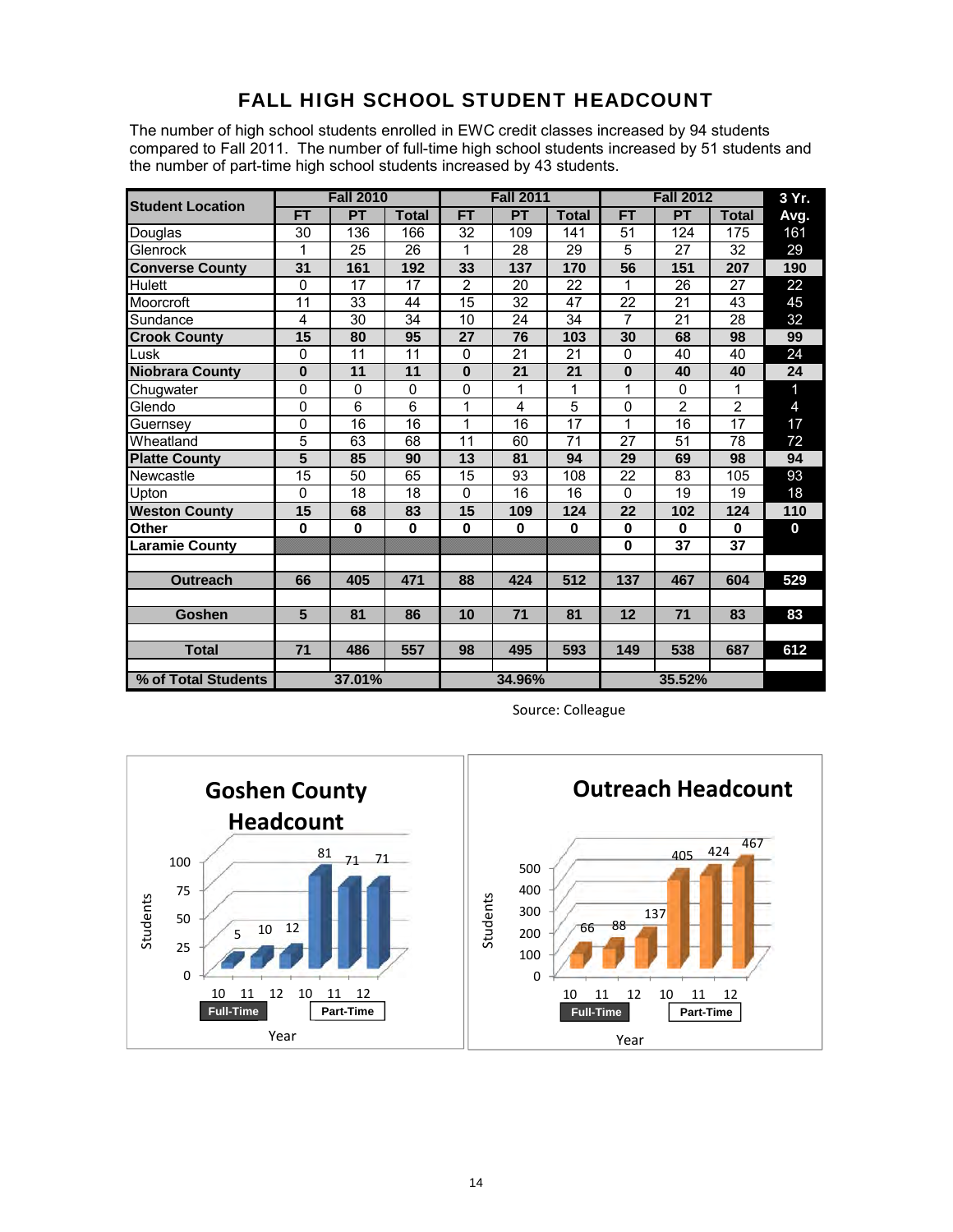# FALL HIGH SCHOOL STUDENT HEADCOUNT

The number of high school students enrolled in EWC credit classes increased by 94 students compared to Fall 2011. The number of full-time high school students increased by 51 students and the number of part-time high school students increased by 43 students.

| Student Location | Fall 2010 | | | Fall 2011 | | | Fall 2012 | | | 3 Yr. Avg. |
|---|---|---|---|---|---|---|---|---|---|---|
| | FT | PT | Total | FT | PT | Total | FT | PT | Total | |
| Douglas | 30 | 136 | 166 | 32 | 109 | 141 | 51 | 124 | 175 | 161 |
| Glenrock | 1 | 25 | 26 | 1 | 28 | 29 | 5 | 27 | 32 | 29 |
| **Converse County** | **31** | **161** | **192** | **33** | **137** | **170** | **56** | **151** | **207** | **190** |
| Hulett | 0 | 17 | 17 | 2 | 20 | 22 | 1 | 26 | 27 | 22 |
| Moorcroft | 11 | 33 | 44 | 15 | 32 | 47 | 22 | 21 | 43 | 45 |
| Sundance | 4 | 30 | 34 | 10 | 24 | 34 | 7 | 21 | 28 | 32 |
| **Crook County** | **15** | **80** | **95** | **27** | **76** | **103** | **30** | **68** | **98** | **99** |
| Lusk | 0 | 11 | 11 | 0 | 21 | 21 | 0 | 40 | 40 | 24 |
| **Niobrara County** | **0** | **11** | **11** | **0** | **21** | **21** | **0** | **40** | **40** | **24** |
| Chugwater | 0 | 0 | 0 | 0 | 1 | 1 | 1 | 0 | 1 | 1 |
| Glendo | 0 | 6 | 6 | 1 | 4 | 5 | 0 | 2 | 2 | 4 |
| Guernsey | 0 | 16 | 16 | 1 | 16 | 17 | 1 | 16 | 17 | 17 |
| Wheatland | 5 | 63 | 68 | 11 | 60 | 71 | 27 | 51 | 78 | 72 |
| **Platte County** | **5** | **85** | **90** | **13** | **81** | **94** | **29** | **69** | **98** | **94** |
| Newcastle | 15 | 50 | 65 | 15 | 93 | 108 | 22 | 83 | 105 | 93 |
| Upton | 0 | 18 | 18 | 0 | 16 | 16 | 0 | 19 | 19 | 18 |
| **Weston County** | **15** | **68** | **83** | **15** | **109** | **124** | **22** | **102** | **124** | **110** |
| **Other** | **0** | **0** | **0** | **0** | **0** | **0** | **0** | **0** | **0** | **0** |
| **Laramie County** | | | | | | | **0** | **37** | **37** | |
| **Outreach** | **66** | **405** | **471** | **88** | **424** | **512** | **137** | **467** | **604** | **529** |
| **Goshen** | **5** | **81** | **86** | **10** | **71** | **81** | **12** | **71** | **83** | **83** |
| **Total** | **71** | **486** | **557** | **98** | **495** | **593** | **149** | **538** | **687** | **612** |
| **% of Total Students** | **37.01%** | | | **34.96%** | | | **35.52%** | | | |

Source: Colleague

**Goshen County Headcount**

| Year | 10 | 11 | 12 |
|---|---|---|---|
| Full-Time | 5 | 10 | 12 |
| Part-Time | 81 | 71 | 71 |

**Outreach Headcount**

| Year | 10 | 11 | 12 |
|---|---|---|---|
| Full-Time | 66 | 88 | 137 |
| Part-Time | 405 | 424 | 467 |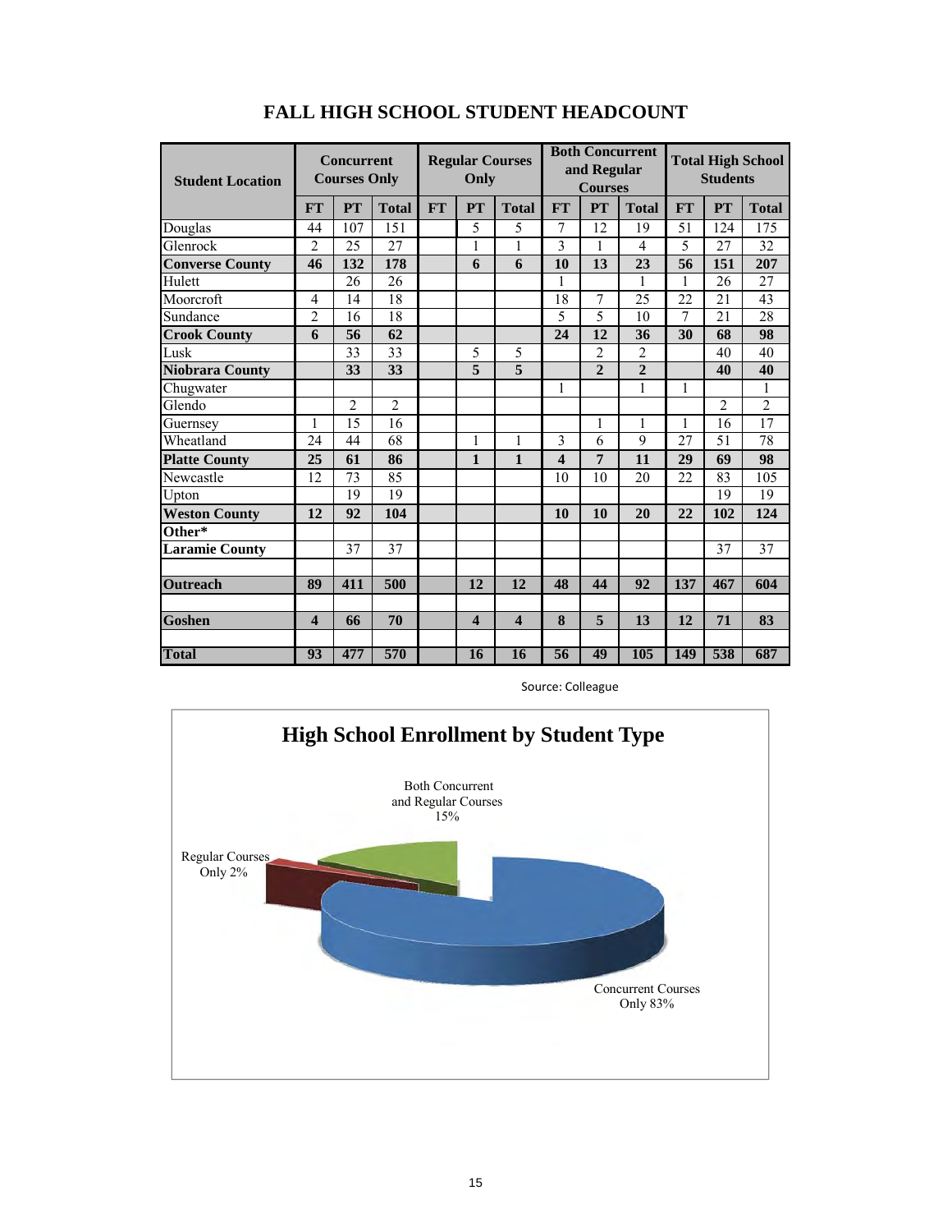# FALL HIGH SCHOOL STUDENT HEADCOUNT

| Student Location | Concurrent Courses Only | | | Regular Courses Only | | | Both Concurrent and Regular Courses | | | Total High School Students | | |
|---|---|---|---|---|---|---|---|---|---|---|---|---|
| | FT | PT | Total | FT | PT | Total | FT | PT | Total | FT | PT | Total |
| Douglas | 44 | 107 | 151 | | 5 | 5 | 7 | 12 | 19 | 51 | 124 | 175 |
| Glenrock | 2 | 25 | 27 | | 1 | 1 | 3 | 1 | 4 | 5 | 27 | 32 |
| **Converse County** | **46** | **132** | **178** | | **6** | **6** | **10** | **13** | **23** | **56** | **151** | **207** |
| Hulett | | 26 | 26 | | | | 1 | | 1 | 1 | 26 | 27 |
| Moorcroft | 4 | 14 | 18 | | | | 18 | 7 | 25 | 22 | 21 | 43 |
| Sundance | 2 | 16 | 18 | | | | 5 | 5 | 10 | 7 | 21 | 28 |
| **Crook County** | **6** | **56** | **62** | | | | **24** | **12** | **36** | **30** | **68** | **98** |
| Lusk | | 33 | 33 | | 5 | 5 | | 2 | 2 | | 40 | 40 |
| **Niobrara County** | | **33** | **33** | | **5** | **5** | | **2** | **2** | | **40** | **40** |
| Chugwater | | | | | | | 1 | | 1 | 1 | | 1 |
| Glendo | | 2 | 2 | | | | | | | | 2 | 2 |
| Guernsey | 1 | 15 | 16 | | | | | 1 | 1 | 1 | 16 | 17 |
| Wheatland | 24 | 44 | 68 | | 1 | 1 | 3 | 6 | 9 | 27 | 51 | 78 |
| **Platte County** | **25** | **61** | **86** | | **1** | **1** | **4** | **7** | **11** | **29** | **69** | **98** |
| Newcastle | 12 | 73 | 85 | | | | 10 | 10 | 20 | 22 | 83 | 105 |
| Upton | | 19 | 19 | | | | | | | | 19 | 19 |
| **Weston County** | **12** | **92** | **104** | | | | **10** | **10** | **20** | **22** | **102** | **124** |
| **Other*** | | | | | | | | | | | | |
| **Laramie County** | | 37 | 37 | | | | | | | | 37 | 37 |
| | | | | | | | | | | | | |
| **Outreach** | **89** | **411** | **500** | | **12** | **12** | **48** | **44** | **92** | **137** | **467** | **604** |
| | | | | | | | | | | | | |
| **Goshen** | **4** | **66** | **70** | | **4** | **4** | **8** | **5** | **13** | **12** | **71** | **83** |
| | | | | | | | | | | | | |
| **Total** | **93** | **477** | **570** | | **16** | **16** | **56** | **49** | **105** | **149** | **538** | **687** |

Source: Colleague

**High School Enrollment by Student Type**

Both Concurrent and Regular Courses 15%

Regular Courses Only 2%

Concurrent Courses Only 83%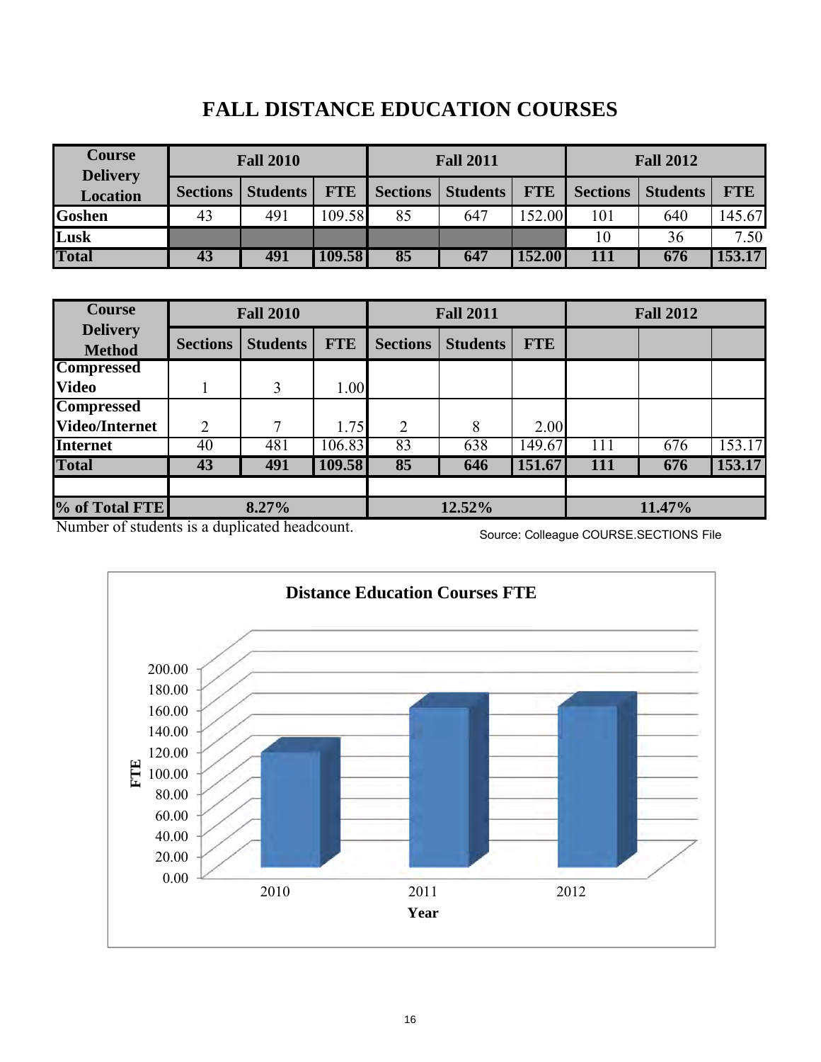# FALL DISTANCE EDUCATION COURSES

| Course Delivery Location | Fall 2010 | | | Fall 2011 | | | Fall 2012 | | |
|---|---|---|---|---|---|---|---|---|---|
| | Sections | Students | FTE | Sections | Students | FTE | Sections | Students | FTE |
| Goshen | 43 | 491 | 109.58 | 85 | 647 | 152.00 | 101 | 640 | 145.67 |
| Lusk | | | | | | | 10 | 36 | 7.50 |
| **Total** | **43** | **491** | **109.58** | **85** | **647** | **152.00** | **111** | **676** | **153.17** |

| Course Delivery Method | Fall 2010 | | | Fall 2011 | | | Fall 2012 | | |
|---|---|---|---|---|---|---|---|---|---|
| | Sections | Students | FTE | Sections | Students | FTE | | | |
| Compressed Video | 1 | 3 | 1.00 | | | | | | |
| Compressed Video/Internet | 2 | 7 | 1.75 | 2 | 8 | 2.00 | | | |
| Internet | 40 | 481 | 106.83 | 83 | 638 | 149.67 | 111 | 676 | 153.17 |
| **Total** | **43** | **491** | **109.58** | **85** | **646** | **151.67** | **111** | **676** | **153.17** |
| | | | | | | | | | |
| **% of Total FTE** | **8.27%** | | | **12.52%** | | | **11.47%** | | |

Number of students is a duplicated headcount.

Source: Colleague COURSE.SECTIONS File

**Distance Education Courses FTE**

| Year | FTE |
|---|---|
| 2010 | 109.58 |
| 2011 | 152.00 |
| 2012 | 153.17 |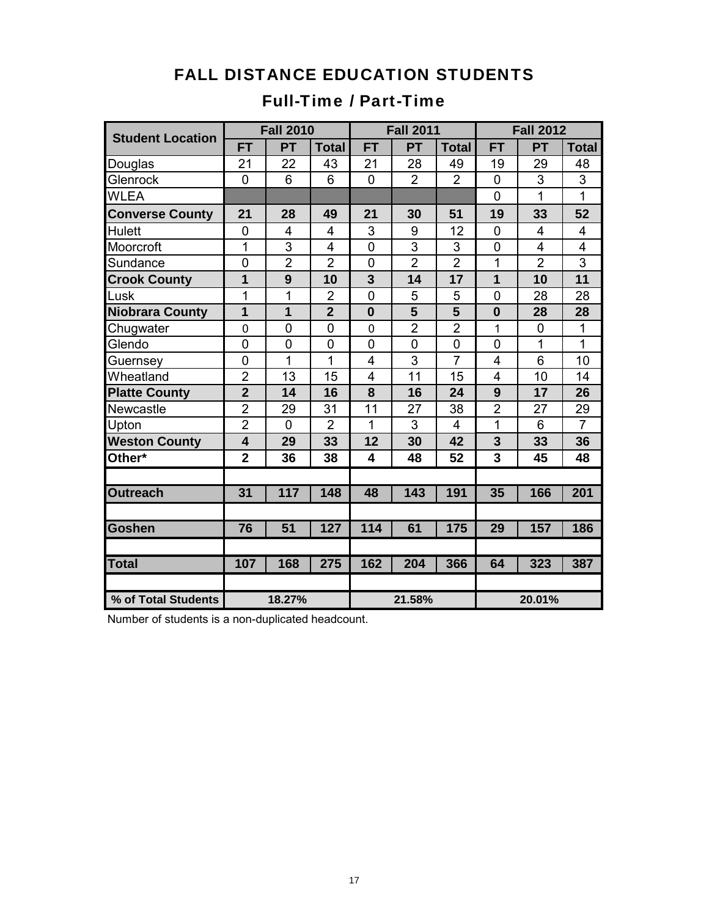# FALL DISTANCE EDUCATION STUDENTS

## Full-Time / Part-Time

| Student Location | Fall 2010 | | | Fall 2011 | | | Fall 2012 | | |
|---|---|---|---|---|---|---|---|---|---|
| | FT | PT | Total | FT | PT | Total | FT | PT | Total |
| Douglas | 21 | 22 | 43 | 21 | 28 | 49 | 19 | 29 | 48 |
| Glenrock | 0 | 6 | 6 | 0 | 2 | 2 | 0 | 3 | 3 |
| WLEA | | | | | | | 0 | 1 | 1 |
| **Converse County** | **21** | **28** | **49** | **21** | **30** | **51** | **19** | **33** | **52** |
| Hulett | 0 | 4 | 4 | 3 | 9 | 12 | 0 | 4 | 4 |
| Moorcroft | 1 | 3 | 4 | 0 | 3 | 3 | 0 | 4 | 4 |
| Sundance | 0 | 2 | 2 | 0 | 2 | 2 | 1 | 2 | 3 |
| **Crook County** | **1** | **9** | **10** | **3** | **14** | **17** | **1** | **10** | **11** |
| Lusk | 1 | 1 | 2 | 0 | 5 | 5 | 0 | 28 | 28 |
| **Niobrara County** | **1** | **1** | **2** | **0** | **5** | **5** | **0** | **28** | **28** |
| Chugwater | 0 | 0 | 0 | 0 | 2 | 2 | 1 | 0 | 1 |
| Glendo | 0 | 0 | 0 | 0 | 0 | 0 | 0 | 1 | 1 |
| Guernsey | 0 | 1 | 1 | 4 | 3 | 7 | 4 | 6 | 10 |
| Wheatland | 2 | 13 | 15 | 4 | 11 | 15 | 4 | 10 | 14 |
| **Platte County** | **2** | **14** | **16** | **8** | **16** | **24** | **9** | **17** | **26** |
| Newcastle | 2 | 29 | 31 | 11 | 27 | 38 | 2 | 27 | 29 |
| Upton | 2 | 0 | 2 | 1 | 3 | 4 | 1 | 6 | 7 |
| **Weston County** | **4** | **29** | **33** | **12** | **30** | **42** | **3** | **33** | **36** |
| **Other*** | **2** | **36** | **38** | **4** | **48** | **52** | **3** | **45** | **48** |
| | | | | | | | | | |
| **Outreach** | **31** | **117** | **148** | **48** | **143** | **191** | **35** | **166** | **201** |
| | | | | | | | | | |
| **Goshen** | **76** | **51** | **127** | **114** | **61** | **175** | **29** | **157** | **186** |
| | | | | | | | | | |
| **Total** | **107** | **168** | **275** | **162** | **204** | **366** | **64** | **323** | **387** |
| | | | | | | | | | |
| **% of Total Students** | **18.27%** | | | **21.58%** | | | **20.01%** | | |

Number of students is a non-duplicated headcount.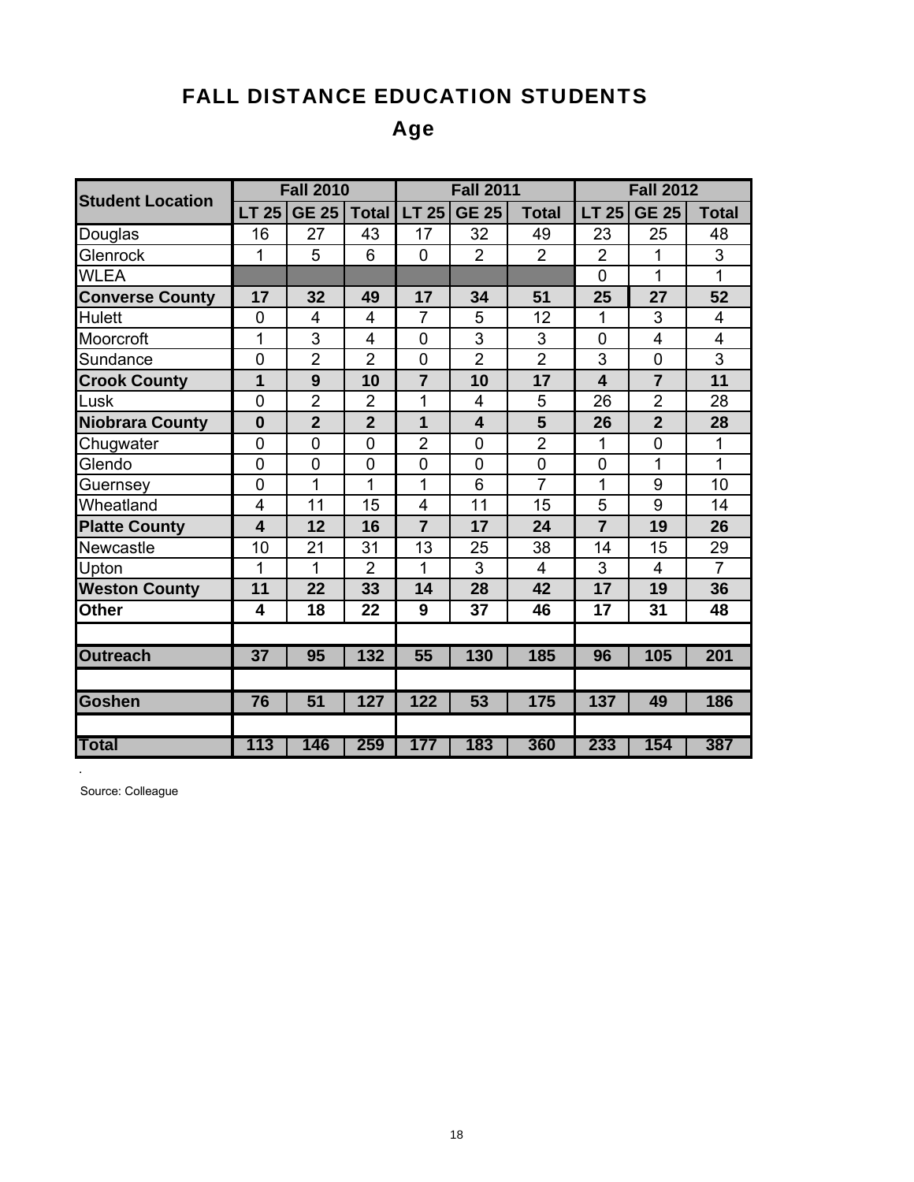# FALL DISTANCE EDUCATION STUDENTS

## Age

| Student Location | Fall 2010 | | | Fall 2011 | | | Fall 2012 | | |
|---|---|---|---|---|---|---|---|---|---|
| | LT 25 | GE 25 | Total | LT 25 | GE 25 | Total | LT 25 | GE 25 | Total |
| Douglas | 16 | 27 | 43 | 17 | 32 | 49 | 23 | 25 | 48 |
| Glenrock | 1 | 5 | 6 | 0 | 2 | 2 | 2 | 1 | 3 |
| WLEA | | | | | | | 0 | 1 | 1 |
| **Converse County** | **17** | **32** | **49** | **17** | **34** | **51** | **25** | **27** | **52** |
| Hulett | 0 | 4 | 4 | 7 | 5 | 12 | 1 | 3 | 4 |
| Moorcroft | 1 | 3 | 4 | 0 | 3 | 3 | 0 | 4 | 4 |
| Sundance | 0 | 2 | 2 | 0 | 2 | 2 | 3 | 0 | 3 |
| **Crook County** | **1** | **9** | **10** | **7** | **10** | **17** | **4** | **7** | **11** |
| Lusk | 0 | 2 | 2 | 1 | 4 | 5 | 26 | 2 | 28 |
| **Niobrara County** | **0** | **2** | **2** | **1** | **4** | **5** | **26** | **2** | **28** |
| Chugwater | 0 | 0 | 0 | 2 | 0 | 2 | 1 | 0 | 1 |
| Glendo | 0 | 0 | 0 | 0 | 0 | 0 | 0 | 1 | 1 |
| Guernsey | 0 | 1 | 1 | 1 | 6 | 7 | 1 | 9 | 10 |
| Wheatland | 4 | 11 | 15 | 4 | 11 | 15 | 5 | 9 | 14 |
| **Platte County** | **4** | **12** | **16** | **7** | **17** | **24** | **7** | **19** | **26** |
| Newcastle | 10 | 21 | 31 | 13 | 25 | 38 | 14 | 15 | 29 |
| Upton | 1 | 1 | 2 | 1 | 3 | 4 | 3 | 4 | 7 |
| **Weston County** | **11** | **22** | **33** | **14** | **28** | **42** | **17** | **19** | **36** |
| **Other** | **4** | **18** | **22** | **9** | **37** | **46** | **17** | **31** | **48** |
| | | | | | | | | | |
| **Outreach** | **37** | **95** | **132** | **55** | **130** | **185** | **96** | **105** | **201** |
| | | | | | | | | | |
| **Goshen** | **76** | **51** | **127** | **122** | **53** | **175** | **137** | **49** | **186** |
| | | | | | | | | | |
| **Total** | **113** | **146** | **259** | **177** | **183** | **360** | **233** | **154** | **387** |

Source: Colleague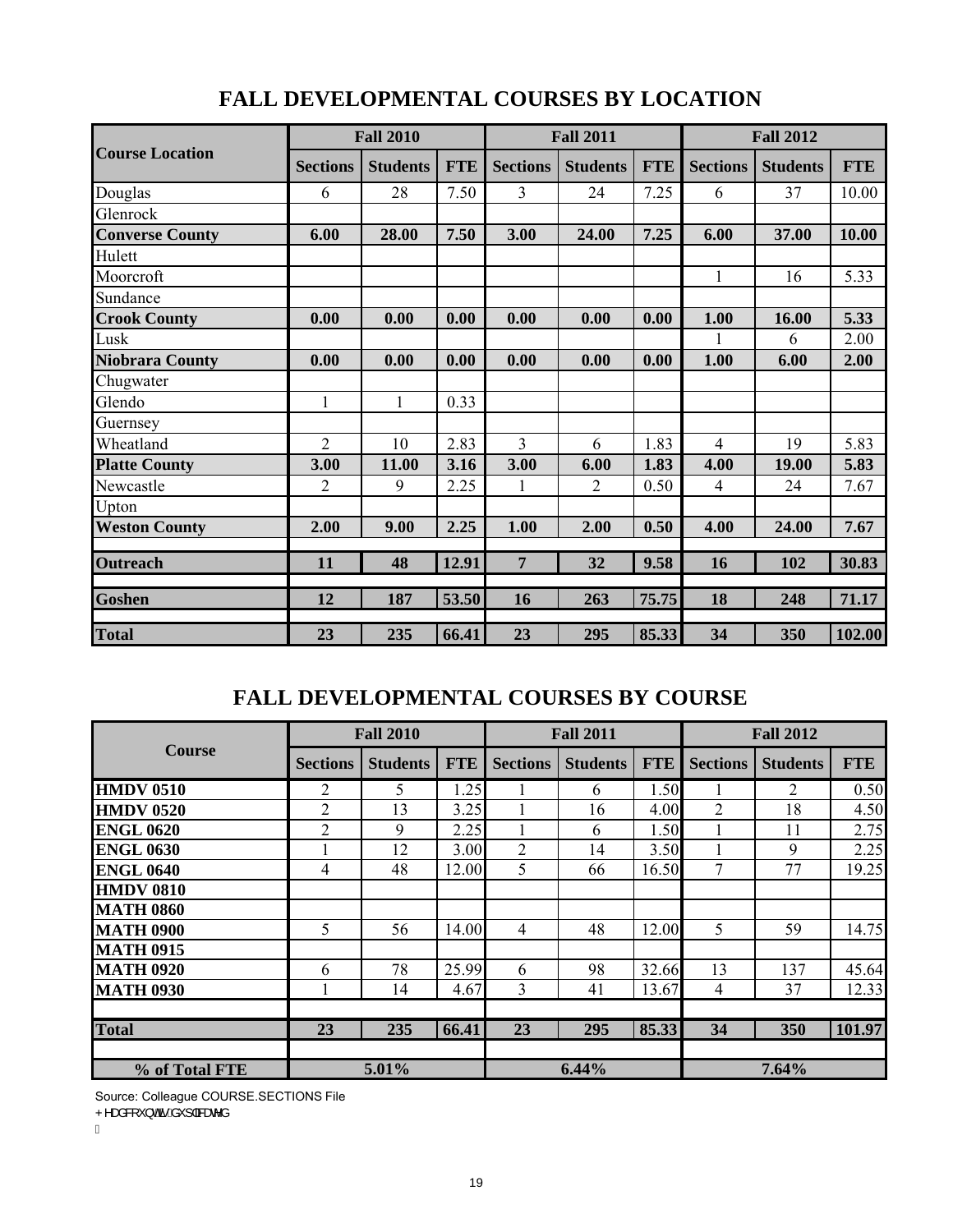# FALL DEVELOPMENTAL COURSES BY LOCATION

| Course Location | Fall 2010 | | | Fall 2011 | | | Fall 2012 | | |
|---|---|---|---|---|---|---|---|---|---|
| | Sections | Students | FTE | Sections | Students | FTE | Sections | Students | FTE |
| Douglas | 6 | 28 | 7.50 | 3 | 24 | 7.25 | 6 | 37 | 10.00 |
| Glenrock | | | | | | | | | |
| **Converse County** | **6.00** | **28.00** | **7.50** | **3.00** | **24.00** | **7.25** | **6.00** | **37.00** | **10.00** |
| Hulett | | | | | | | | | |
| Moorcroft | | | | | | | 1 | 16 | 5.33 |
| Sundance | | | | | | | | | |
| **Crook County** | **0.00** | **0.00** | **0.00** | **0.00** | **0.00** | **0.00** | **1.00** | **16.00** | **5.33** |
| Lusk | | | | | | | 1 | 6 | 2.00 |
| **Niobrara County** | **0.00** | **0.00** | **0.00** | **0.00** | **0.00** | **0.00** | **1.00** | **6.00** | **2.00** |
| Chugwater | | | | | | | | | |
| Glendo | 1 | 1 | 0.33 | | | | | | |
| Guernsey | | | | | | | | | |
| Wheatland | 2 | 10 | 2.83 | 3 | 6 | 1.83 | 4 | 19 | 5.83 |
| **Platte County** | **3.00** | **11.00** | **3.16** | **3.00** | **6.00** | **1.83** | **4.00** | **19.00** | **5.83** |
| Newcastle | 2 | 9 | 2.25 | 1 | 2 | 0.50 | 4 | 24 | 7.67 |
| Upton | | | | | | | | | |
| **Weston County** | **2.00** | **9.00** | **2.25** | **1.00** | **2.00** | **0.50** | **4.00** | **24.00** | **7.67** |
| **Outreach** | **11** | **48** | **12.91** | **7** | **32** | **9.58** | **16** | **102** | **30.83** |
| **Goshen** | **12** | **187** | **53.50** | **16** | **263** | **75.75** | **18** | **248** | **71.17** |
| **Total** | **23** | **235** | **66.41** | **23** | **295** | **85.33** | **34** | **350** | **102.00** |

# FALL DEVELOPMENTAL COURSES BY COURSE

| Course | Fall 2010 | | | Fall 2011 | | | Fall 2012 | | |
|---|---|---|---|---|---|---|---|---|---|
| | Sections | Students | FTE | Sections | Students | FTE | Sections | Students | FTE |
| **HMDV 0510** | 2 | 5 | 1.25 | 1 | 6 | 1.50 | 1 | 2 | 0.50 |
| **HMDV 0520** | 2 | 13 | 3.25 | 1 | 16 | 4.00 | 2 | 18 | 4.50 |
| **ENGL 0620** | 2 | 9 | 2.25 | 1 | 6 | 1.50 | 1 | 11 | 2.75 |
| **ENGL 0630** | 1 | 12 | 3.00 | 2 | 14 | 3.50 | 1 | 9 | 2.25 |
| **ENGL 0640** | 4 | 48 | 12.00 | 5 | 66 | 16.50 | 7 | 77 | 19.25 |
| **HMDV 0810** | | | | | | | | | |
| **MATH 0860** | | | | | | | | | |
| **MATH 0900** | 5 | 56 | 14.00 | 4 | 48 | 12.00 | 5 | 59 | 14.75 |
| **MATH 0915** | | | | | | | | | |
| **MATH 0920** | 6 | 78 | 25.99 | 6 | 98 | 32.66 | 13 | 137 | 45.64 |
| **MATH 0930** | 1 | 14 | 4.67 | 3 | 41 | 13.67 | 4 | 37 | 12.33 |
| **Total** | **23** | **235** | **66.41** | **23** | **295** | **85.33** | **34** | **350** | **101.97** |
| **% of Total FTE** | **5.01%** | | | **6.44%** | | | **7.64%** | | |

Source: Colleague COURSE.SECTIONS File

Headcounts is duplicated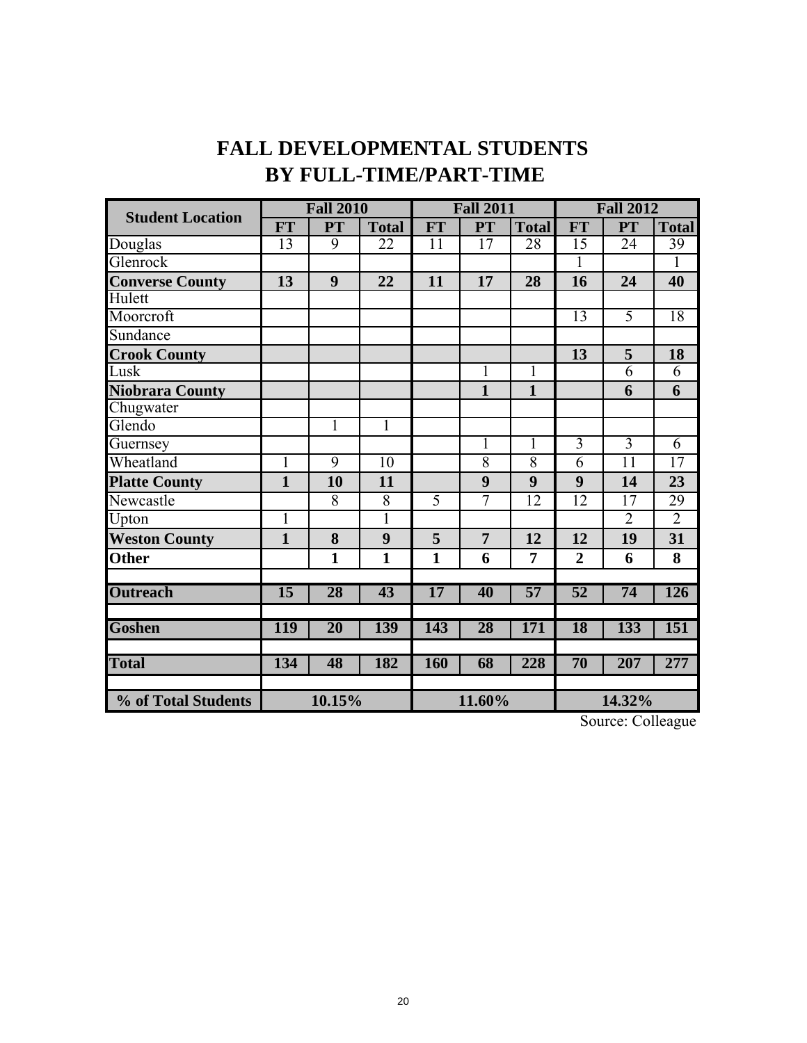# FALL DEVELOPMENTAL STUDENTS
# BY FULL-TIME/PART-TIME

| Student Location | Fall 2010 | | | Fall 2011 | | | Fall 2012 | | |
|---|---|---|---|---|---|---|---|---|---|
| | FT | PT | Total | FT | PT | Total | FT | PT | Total |
| Douglas | 13 | 9 | 22 | 11 | 17 | 28 | 15 | 24 | 39 |
| Glenrock | | | | | | | 1 | | 1 |
| **Converse County** | **13** | **9** | **22** | **11** | **17** | **28** | **16** | **24** | **40** |
| Hulett | | | | | | | | | |
| Moorcroft | | | | | | | 13 | 5 | 18 |
| Sundance | | | | | | | | | |
| **Crook County** | | | | | | | **13** | **5** | **18** |
| Lusk | | | | | 1 | 1 | | 6 | 6 |
| **Niobrara County** | | | | | **1** | **1** | | **6** | **6** |
| Chugwater | | | | | | | | | |
| Glendo | | 1 | 1 | | | | | | |
| Guernsey | | | | | 1 | 1 | 3 | 3 | 6 |
| Wheatland | 1 | 9 | 10 | | 8 | 8 | 6 | 11 | 17 |
| **Platte County** | **1** | **10** | **11** | | **9** | **9** | **9** | **14** | **23** |
| Newcastle | | 8 | 8 | 5 | 7 | 12 | 12 | 17 | 29 |
| Upton | 1 | | 1 | | | | | 2 | 2 |
| **Weston County** | **1** | **8** | **9** | **5** | **7** | **12** | **12** | **19** | **31** |
| **Other** | | **1** | **1** | **1** | **6** | **7** | **2** | **6** | **8** |
| **Outreach** | **15** | **28** | **43** | **17** | **40** | **57** | **52** | **74** | **126** |
| **Goshen** | **119** | **20** | **139** | **143** | **28** | **171** | **18** | **133** | **151** |
| **Total** | **134** | **48** | **182** | **160** | **68** | **228** | **70** | **207** | **277** |
| **% of Total Students** | **10.15%** | | | **11.60%** | | | **14.32%** | | |

Source: Colleague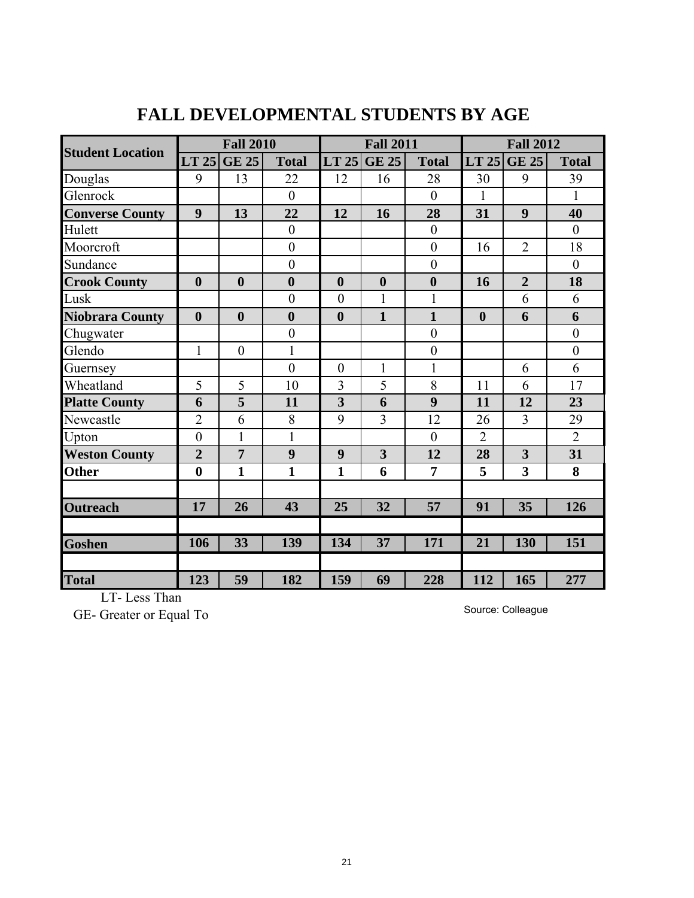# FALL DEVELOPMENTAL STUDENTS BY AGE

| Student Location | Fall 2010 | | | Fall 2011 | | | Fall 2012 | | |
|---|---|---|---|---|---|---|---|---|---|
| | LT 25 | GE 25 | Total | LT 25 | GE 25 | Total | LT 25 | GE 25 | Total |
| Douglas | 9 | 13 | 22 | 12 | 16 | 28 | 30 | 9 | 39 |
| Glenrock | | | 0 | | | 0 | 1 | | 1 |
| **Converse County** | **9** | **13** | **22** | **12** | **16** | **28** | **31** | **9** | **40** |
| Hulett | | | 0 | | | 0 | | | 0 |
| Moorcroft | | | 0 | | | 0 | 16 | 2 | 18 |
| Sundance | | | 0 | | | 0 | | | 0 |
| **Crook County** | **0** | **0** | **0** | **0** | **0** | **0** | **16** | **2** | **18** |
| Lusk | | | 0 | 0 | 1 | 1 | | 6 | 6 |
| **Niobrara County** | **0** | **0** | **0** | **0** | **1** | **1** | **0** | **6** | **6** |
| Chugwater | | | 0 | | | 0 | | | 0 |
| Glendo | 1 | 0 | 1 | | | 0 | | | 0 |
| Guernsey | | | 0 | 0 | 1 | 1 | | 6 | 6 |
| Wheatland | 5 | 5 | 10 | 3 | 5 | 8 | 11 | 6 | 17 |
| **Platte County** | **6** | **5** | **11** | **3** | **6** | **9** | **11** | **12** | **23** |
| Newcastle | 2 | 6 | 8 | 9 | 3 | 12 | 26 | 3 | 29 |
| Upton | 0 | 1 | 1 | | | 0 | 2 | | 2 |
| **Weston County** | **2** | **7** | **9** | **9** | **3** | **12** | **28** | **3** | **31** |
| **Other** | **0** | **1** | **1** | **1** | **6** | **7** | **5** | **3** | **8** |
| | | | | | | | | | |
| **Outreach** | **17** | **26** | **43** | **25** | **32** | **57** | **91** | **35** | **126** |
| | | | | | | | | | |
| **Goshen** | **106** | **33** | **139** | **134** | **37** | **171** | **21** | **130** | **151** |
| | | | | | | | | | |
| **Total** | **123** | **59** | **182** | **159** | **69** | **228** | **112** | **165** | **277** |

LT- Less Than

GE- Greater or Equal To

Source: Colleague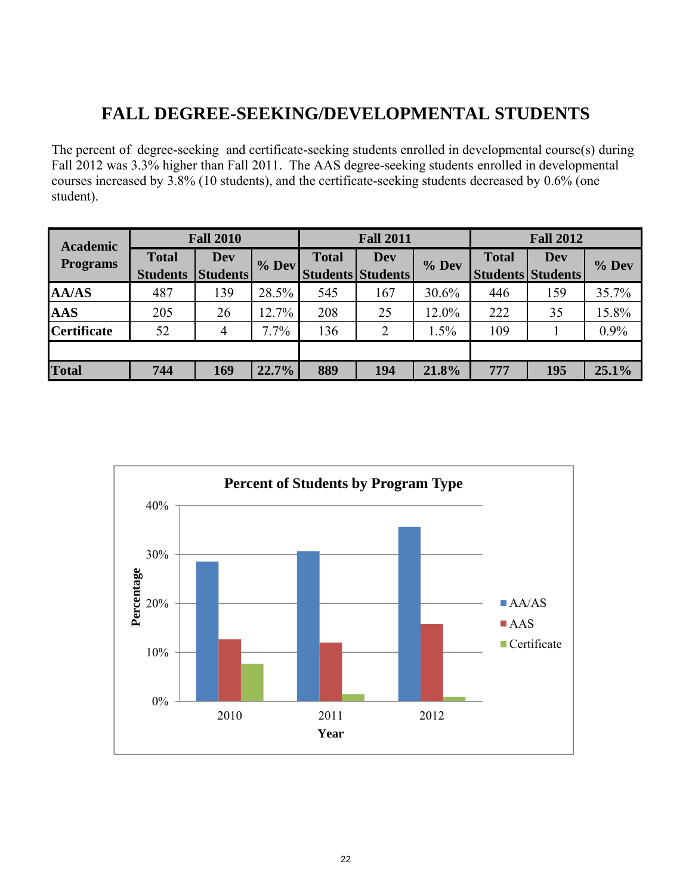# FALL DEGREE-SEEKING/DEVELOPMENTAL STUDENTS

The percent of degree-seeking and certificate-seeking students enrolled in developmental course(s) during Fall 2012 was 3.3% higher than Fall 2011. The AAS degree-seeking students enrolled in developmental courses increased by 3.8% (10 students), and the certificate-seeking students decreased by 0.6% (one student).

| Academic Programs | Fall 2010 | | | Fall 2011 | | | Fall 2012 | | |
|---|---|---|---|---|---|---|---|---|---|
| | Total Students | Dev Students | % Dev | Total Students | Dev Students | % Dev | Total Students | Dev Students | % Dev |
| **AA/AS** | 487 | 139 | 28.5% | 545 | 167 | 30.6% | 446 | 159 | 35.7% |
| **AAS** | 205 | 26 | 12.7% | 208 | 25 | 12.0% | 222 | 35 | 15.8% |
| **Certificate** | 52 | 4 | 7.7% | 136 | 2 | 1.5% | 109 | 1 | 0.9% |
| | | | | | | | | | |
| **Total** | **744** | **169** | **22.7%** | **889** | **194** | **21.8%** | **777** | **195** | **25.1%** |

**Percent of Students by Program Type**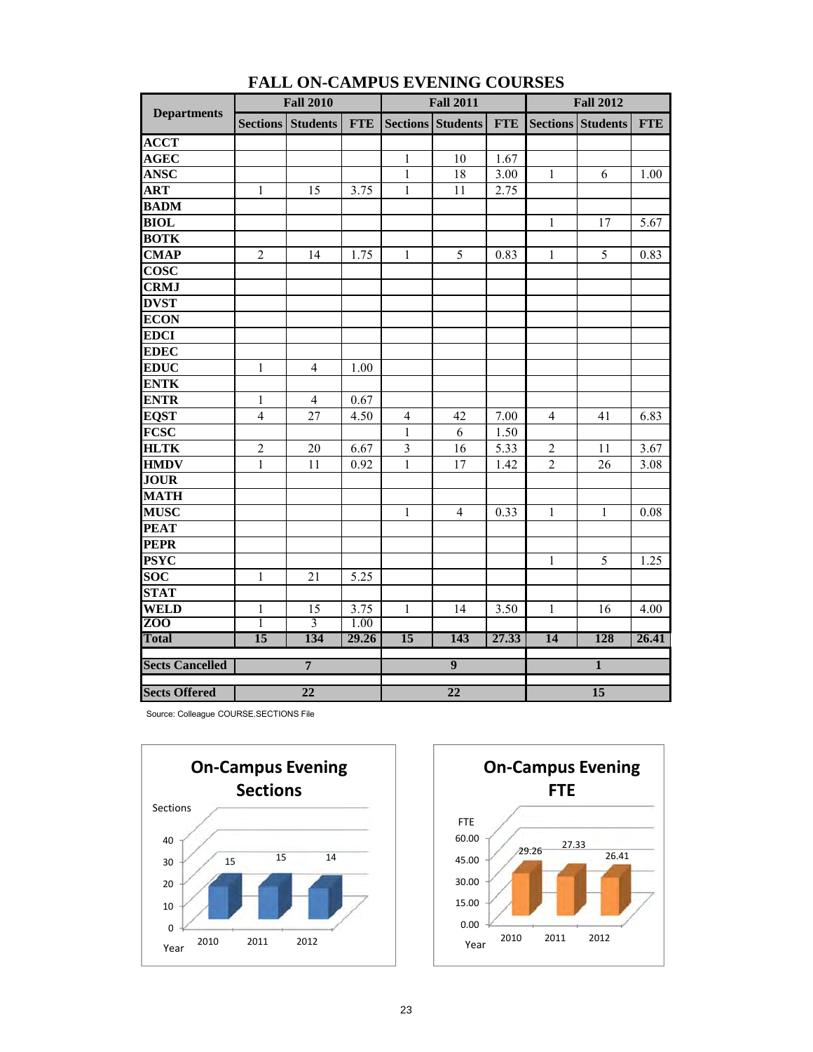# FALL ON-CAMPUS EVENING COURSES

| Departments | Fall 2010 | | | Fall 2011 | | | Fall 2012 | | |
|---|---|---|---|---|---|---|---|---|---|
| | Sections | Students | FTE | Sections | Students | FTE | Sections | Students | FTE |
| ACCT | | | | | | | | | |
| AGEC | | | | 1 | 10 | 1.67 | | | |
| ANSC | | | | 1 | 18 | 3.00 | 1 | 6 | 1.00 |
| ART | 1 | 15 | 3.75 | 1 | 11 | 2.75 | | | |
| BADM | | | | | | | | | |
| BIOL | | | | | | | 1 | 17 | 5.67 |
| BOTK | | | | | | | | | |
| CMAP | 2 | 14 | 1.75 | 1 | 5 | 0.83 | 1 | 5 | 0.83 |
| COSC | | | | | | | | | |
| CRMJ | | | | | | | | | |
| DVST | | | | | | | | | |
| ECON | | | | | | | | | |
| EDCI | | | | | | | | | |
| EDEC | | | | | | | | | |
| EDUC | 1 | 4 | 1.00 | | | | | | |
| ENTK | | | | | | | | | |
| ENTR | 1 | 4 | 0.67 | | | | | | |
| EQST | 4 | 27 | 4.50 | 4 | 42 | 7.00 | 4 | 41 | 6.83 |
| FCSC | | | | 1 | 6 | 1.50 | | | |
| HLTK | 2 | 20 | 6.67 | 3 | 16 | 5.33 | 2 | 11 | 3.67 |
| HMDV | 1 | 11 | 0.92 | 1 | 17 | 1.42 | 2 | 26 | 3.08 |
| JOUR | | | | | | | | | |
| MATH | | | | | | | | | |
| MUSC | | | | 1 | 4 | 0.33 | 1 | 1 | 0.08 |
| PEAT | | | | | | | | | |
| PEPR | | | | | | | | | |
| PSYC | | | | | | | 1 | 5 | 1.25 |
| SOC | 1 | 21 | 5.25 | | | | | | |
| STAT | | | | | | | | | |
| WELD | 1 | 15 | 3.75 | 1 | 14 | 3.50 | 1 | 16 | 4.00 |
| ZOO | 1 | 3 | 1.00 | | | | | | |
| **Total** | **15** | **134** | **29.26** | **15** | **143** | **27.33** | **14** | **128** | **26.41** |
| **Sects Cancelled** | **7** | | | **9** | | | **1** | | |
| **Sects Offered** | **22** | | | **22** | | | **15** | | |

Source: Colleague COURSE.SECTIONS File

**On-Campus Evening Sections**

| Year | Sections |
|---|---|
| 2010 | 15 |
| 2011 | 15 |
| 2012 | 14 |

**On-Campus Evening FTE**

| Year | FTE |
|---|---|
| 2010 | 29.26 |
| 2011 | 27.33 |
| 2012 | 26.41 |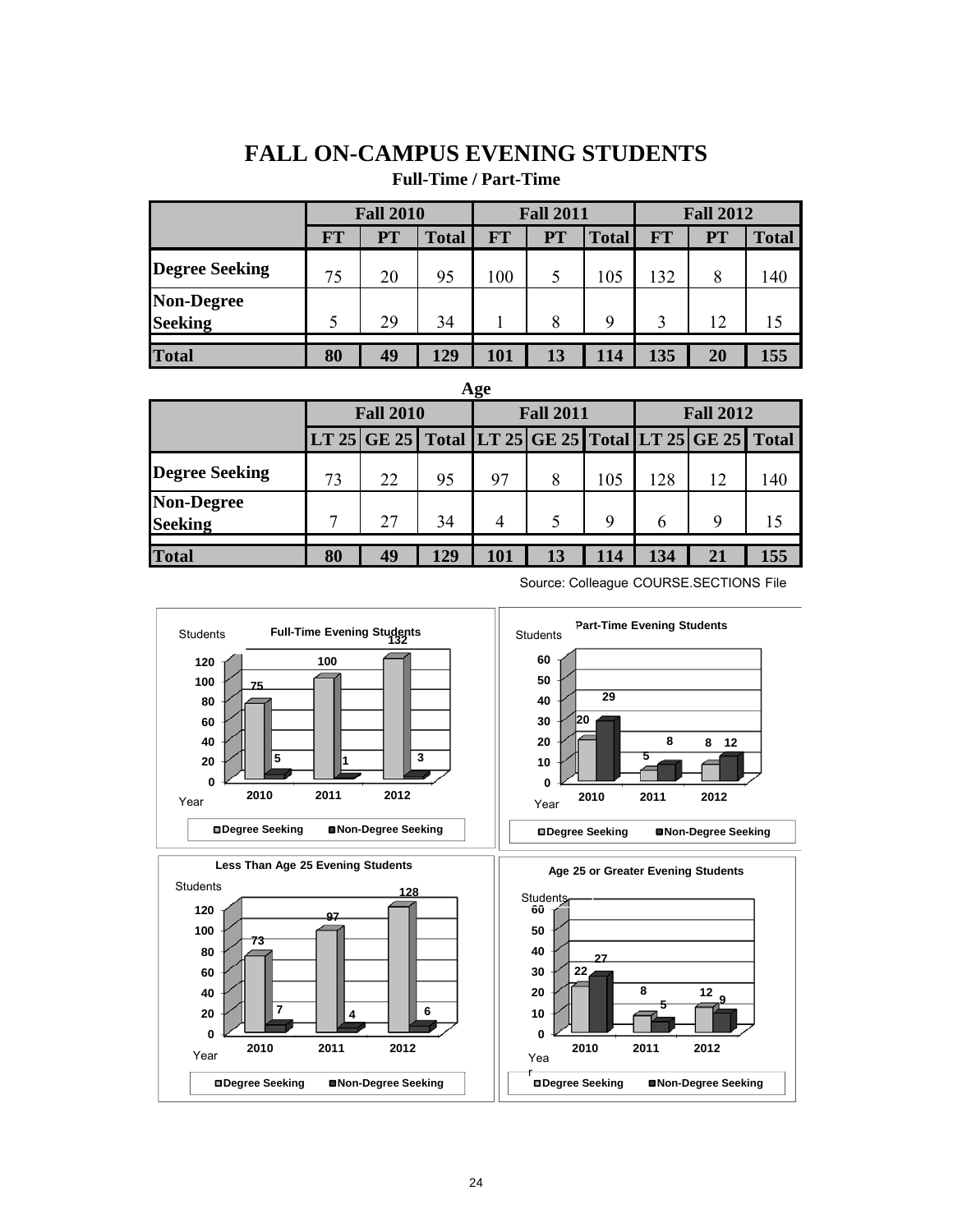# FALL ON-CAMPUS EVENING STUDENTS

### Full-Time / Part-Time

| | Fall 2010 | | | Fall 2011 | | | Fall 2012 | | |
|---|---|---|---|---|---|---|---|---|---|
| | **FT** | **PT** | **Total** | **FT** | **PT** | **Total** | **FT** | **PT** | **Total** |
| **Degree Seeking** | 75 | 20 | 95 | 100 | 5 | 105 | 132 | 8 | 140 |
| **Non-Degree Seeking** | 5 | 29 | 34 | 1 | 8 | 9 | 3 | 12 | 15 |
| **Total** | **80** | **49** | **129** | **101** | **13** | **114** | **135** | **20** | **155** |

### Age

| | Fall 2010 | | | Fall 2011 | | | Fall 2012 | | |
|---|---|---|---|---|---|---|---|---|---|
| | **LT 25** | **GE 25** | **Total** | **LT 25** | **GE 25** | **Total** | **LT 25** | **GE 25** | **Total** |
| **Degree Seeking** | 73 | 22 | 95 | 97 | 8 | 105 | 128 | 12 | 140 |
| **Non-Degree Seeking** | 7 | 27 | 34 | 4 | 5 | 9 | 6 | 9 | 15 |
| **Total** | **80** | **49** | **129** | **101** | **13** | **114** | **134** | **21** | **155** |

Source: Colleague COURSE.SECTIONS File

**Full-Time Evening Students**

| Year | Degree Seeking | Non-Degree Seeking |
|---|---|---|
| 2010 | 75 | 5 |
| 2011 | 100 | 1 |
| 2012 | 132 | 3 |

**Part-Time Evening Students**

| Year | Degree Seeking | Non-Degree Seeking |
|---|---|---|
| 2010 | 20 | 29 |
| 2011 | 5 | 8 |
| 2012 | 8 | 12 |

**Less Than Age 25 Evening Students**

| Year | Degree Seeking | Non-Degree Seeking |
|---|---|---|
| 2010 | 73 | 7 |
| 2011 | 97 | 4 |
| 2012 | 128 | 6 |

**Age 25 or Greater Evening Students**

| Year | Degree Seeking | Non-Degree Seeking |
|---|---|---|
| 2010 | 22 | 27 |
| 2011 | 8 | 5 |
| 2012 | 12 | 9 |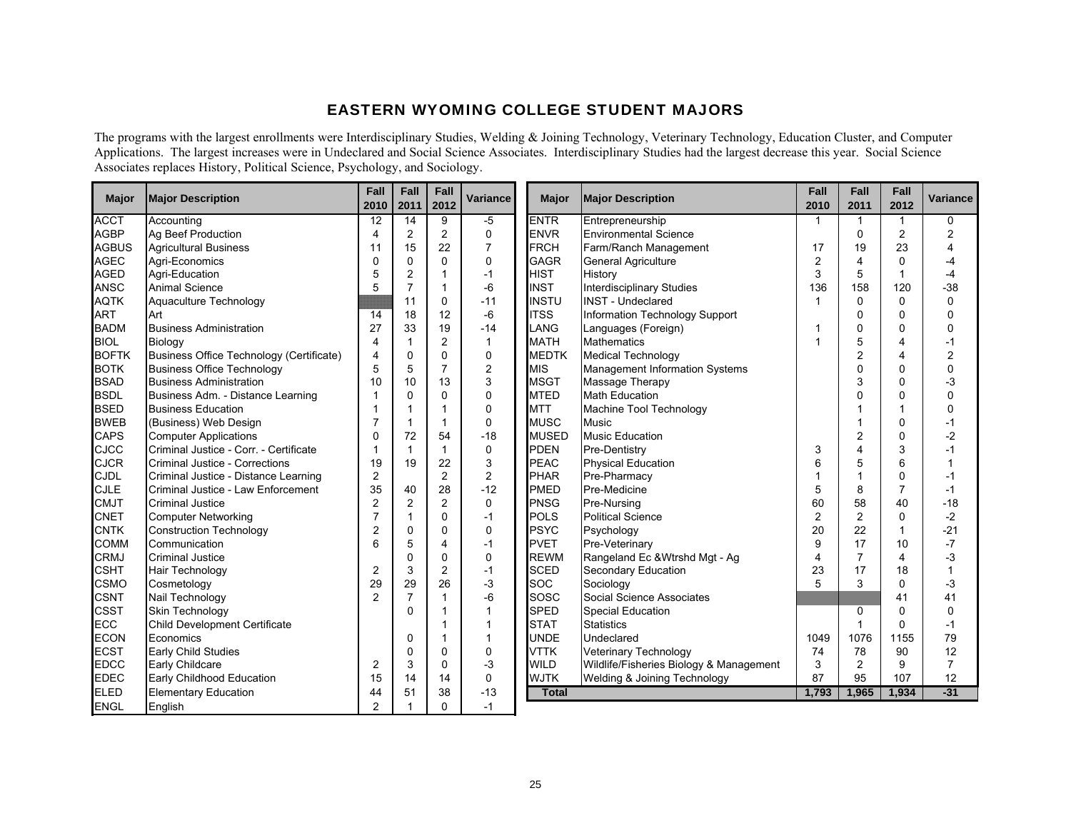# EASTERN WYOMING COLLEGE STUDENT MAJORS

The programs with the largest enrollments were Interdisciplinary Studies, Welding & Joining Technology, Veterinary Technology, Education Cluster, and Computer Applications. The largest increases were in Undeclared and Social Science Associates. Interdisciplinary Studies had the largest decrease this year. Social Science Associates replaces History, Political Science, Psychology, and Sociology.

| Major | Major Description | Fall 2010 | Fall 2011 | Fall 2012 | Variance |
|---|---|---|---|---|---|
| ACCT | Accounting | 12 | 14 | 9 | -5 |
| AGBP | Ag Beef Production | 4 | 2 | 2 | 0 |
| AGBUS | Agricultural Business | 11 | 15 | 22 | 7 |
| AGEC | Agri-Economics | 0 | 0 | 0 | 0 |
| AGED | Agri-Education | 5 | 2 | 1 | -1 |
| ANSC | Animal Science | 5 | 7 | 1 | -6 |
| AQTK | Aquaculture Technology | | 11 | 0 | -11 |
| ART | Art | 14 | 18 | 12 | -6 |
| BADM | Business Administration | 27 | 33 | 19 | -14 |
| BIOL | Biology | 4 | 1 | 2 | 1 |
| BOFTK | Business Office Technology (Certificate) | 4 | 0 | 0 | 0 |
| BOTK | Business Office Technology | 5 | 5 | 7 | 2 |
| BSAD | Business Administration | 10 | 10 | 13 | 3 |
| BSDL | Business Adm. - Distance Learning | 1 | 0 | 0 | 0 |
| BSED | Business Education | 1 | 1 | 1 | 0 |
| BWEB | (Business) Web Design | 7 | 1 | 1 | 0 |
| CAPS | Computer Applications | 0 | 72 | 54 | -18 |
| CJCC | Criminal Justice - Corr. - Certificate | 1 | 1 | 1 | 0 |
| CJCR | Criminal Justice - Corrections | 19 | 19 | 22 | 3 |
| CJDL | Criminal Justice - Distance Learning | 2 | | 2 | 2 |
| CJLE | Criminal Justice - Law Enforcement | 35 | 40 | 28 | -12 |
| CMJT | Criminal Justice | 2 | 2 | 2 | 0 |
| CNET | Computer Networking | 7 | 1 | 0 | -1 |
| CNTK | Construction Technology | 2 | 0 | 0 | 0 |
| COMM | Communication | 6 | 5 | 4 | -1 |
| CRMJ | Criminal Justice | | 0 | 0 | 0 |
| CSHT | Hair Technology | 2 | 3 | 2 | -1 |
| CSMO | Cosmetology | 29 | 29 | 26 | -3 |
| CSNT | Nail Technology | 2 | 7 | 1 | -6 |
| CSST | Skin Technology | | 0 | 1 | 1 |
| ECC | Child Development Certificate | | | 1 | 1 |
| ECON | Economics | | 0 | 1 | 1 |
| ECST | Early Child Studies | | 0 | 0 | 0 |
| EDCC | Early Childcare | 2 | 3 | 0 | -3 |
| EDEC | Early Childhood Education | 15 | 14 | 14 | 0 |
| ELED | Elementary Education | 44 | 51 | 38 | -13 |
| ENGL | English | 2 | 1 | 0 | -1 |
| ENTR | Entrepreneurship | 1 | 1 | 1 | 0 |
| ENVR | Environmental Science | | 0 | 2 | 2 |
| FRCH | Farm/Ranch Management | 17 | 19 | 23 | 4 |
| GAGR | General Agriculture | 2 | 4 | 0 | -4 |
| HIST | History | 3 | 5 | 1 | -4 |
| INST | Interdisciplinary Studies | 136 | 158 | 120 | -38 |
| INSTU | INST - Undeclared | 1 | 0 | 0 | 0 |
| ITSS | Information Technology Support | | 0 | 0 | 0 |
| LANG | Languages (Foreign) | 1 | 0 | 0 | 0 |
| MATH | Mathematics | 1 | 5 | 4 | -1 |
| MEDTK | Medical Technology | | 2 | 4 | 2 |
| MIS | Management Information Systems | | 0 | 0 | 0 |
| MSGT | Massage Therapy | | 3 | 0 | -3 |
| MTED | Math Education | | 0 | 0 | 0 |
| MTT | Machine Tool Technology | | 1 | 1 | 0 |
| MUSC | Music | | 1 | 0 | -1 |
| MUSED | Music Education | | 2 | 0 | -2 |
| PDEN | Pre-Dentistry | 3 | 4 | 3 | -1 |
| PEAC | Physical Education | 6 | 5 | 6 | 1 |
| PHAR | Pre-Pharmacy | 1 | 1 | 0 | -1 |
| PMED | Pre-Medicine | 5 | 8 | 7 | -1 |
| PNSG | Pre-Nursing | 60 | 58 | 40 | -18 |
| POLS | Political Science | 2 | 2 | 0 | -2 |
| PSYC | Psychology | 20 | 22 | 1 | -21 |
| PVET | Pre-Veterinary | 9 | 17 | 10 | -7 |
| REWM | Rangeland Ec &Wtrshd Mgt - Ag | 4 | 7 | 4 | -3 |
| SCED | Secondary Education | 23 | 17 | 18 | 1 |
| SOC | Sociology | 5 | 3 | 0 | -3 |
| SOSC | Social Science Associates | | | 41 | 41 |
| SPED | Special Education | | 0 | 0 | 0 |
| STAT | Statistics | | 1 | 0 | -1 |
| UNDE | Undeclared | 1049 | 1076 | 1155 | 79 |
| VTTK | Veterinary Technology | 74 | 78 | 90 | 12 |
| WILD | Wildlife/Fisheries Biology & Management | 3 | 2 | 9 | 7 |
| WJTK | Welding & Joining Technology | 87 | 95 | 107 | 12 |
| **Total** | | **1,793** | **1,965** | **1,934** | **-31** |